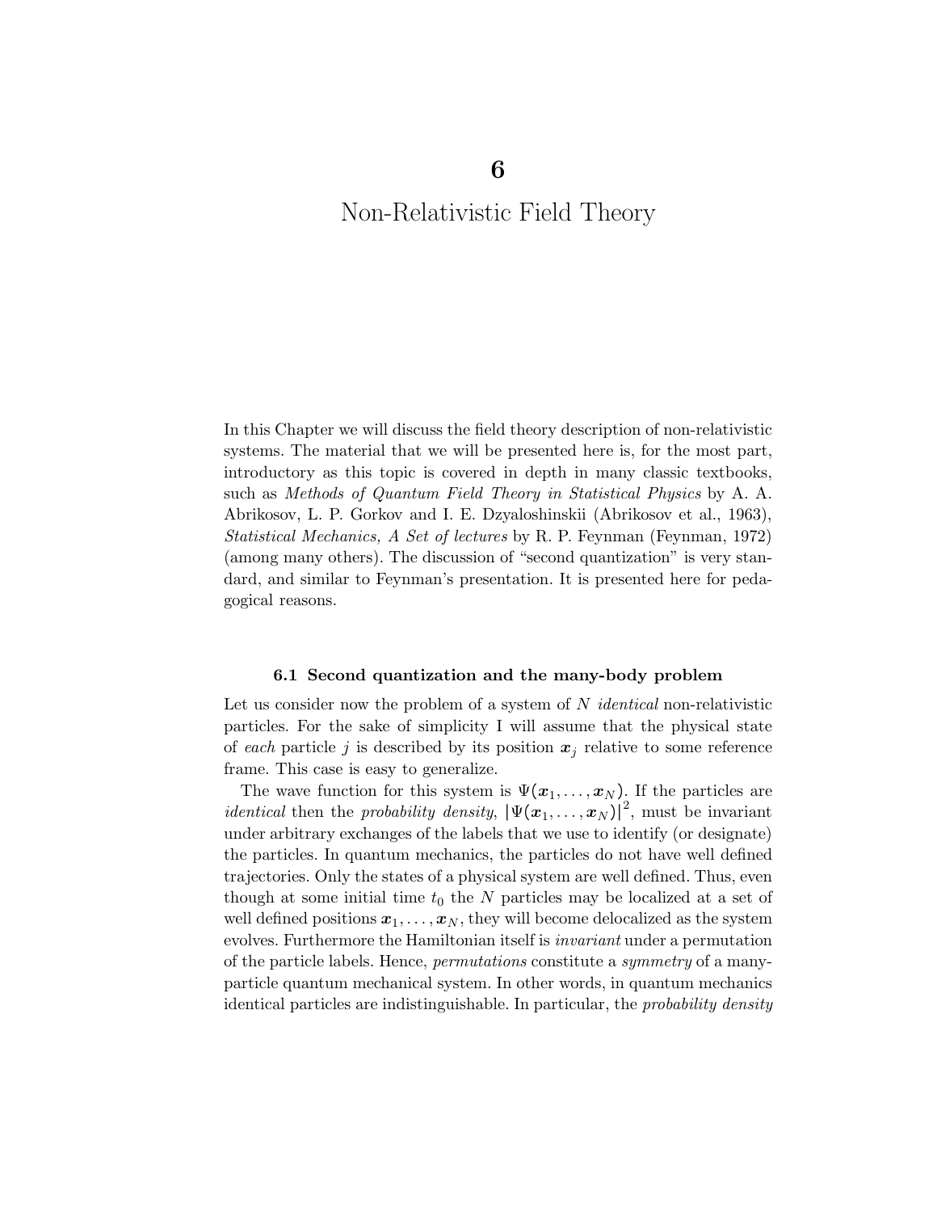# 6

# Non-Relativistic Field Theory

In this Chapter we will discuss the field theory description of non-relativistic systems. The material that we will be presented here is, for the most part, introductory as this topic is covered in depth in many classic textbooks, such as *Methods of Quantum Field Theory in Statistical Physics* by A. A. Abrikosov, L. P. Gorkov and I. E. Dzyaloshinskii (Abrikosov et al., 1963), *Statistical Mechanics, A Set of lectures* by R. P. Feynman (Feynman, 1972) (among many others). The discussion of "second quantization" is very standard, and similar to Feynman's presentation. It is presented here for pedagogical reasons.

## 6.1 Second quantization and the many-body problem

Let us consider now the problem of a system of $N$ *identical* non-relativistic particles. For the sake of simplicity I will assume that the physical state of *each* particle $j$ is described by its position $\boldsymbol{x}_j$ relative to some reference frame. This case is easy to generalize.

The wave function for this system is $\Psi(\boldsymbol{x}_1, \ldots, \boldsymbol{x}_N)$. If the particles are *identical* then the *probability density*, $|\Psi(\boldsymbol{x}_1, \ldots, \boldsymbol{x}_N)|^2$, must be invariant under arbitrary exchanges of the labels that we use to identify (or designate) the particles. In quantum mechanics, the particles do not have well defined trajectories. Only the states of a physical system are well defined. Thus, even though at some initial time $t_0$ the $N$ particles may be localized at a set of well defined positions $\boldsymbol{x}_1, \ldots, \boldsymbol{x}_N$, they will become delocalized as the system evolves. Furthermore the Hamiltonian itself is *invariant* under a permutation of the particle labels. Hence, *permutations* constitute a *symmetry* of a many-particle quantum mechanical system. In other words, in quantum mechanics identical particles are indistinguishable. In particular, the *probability density*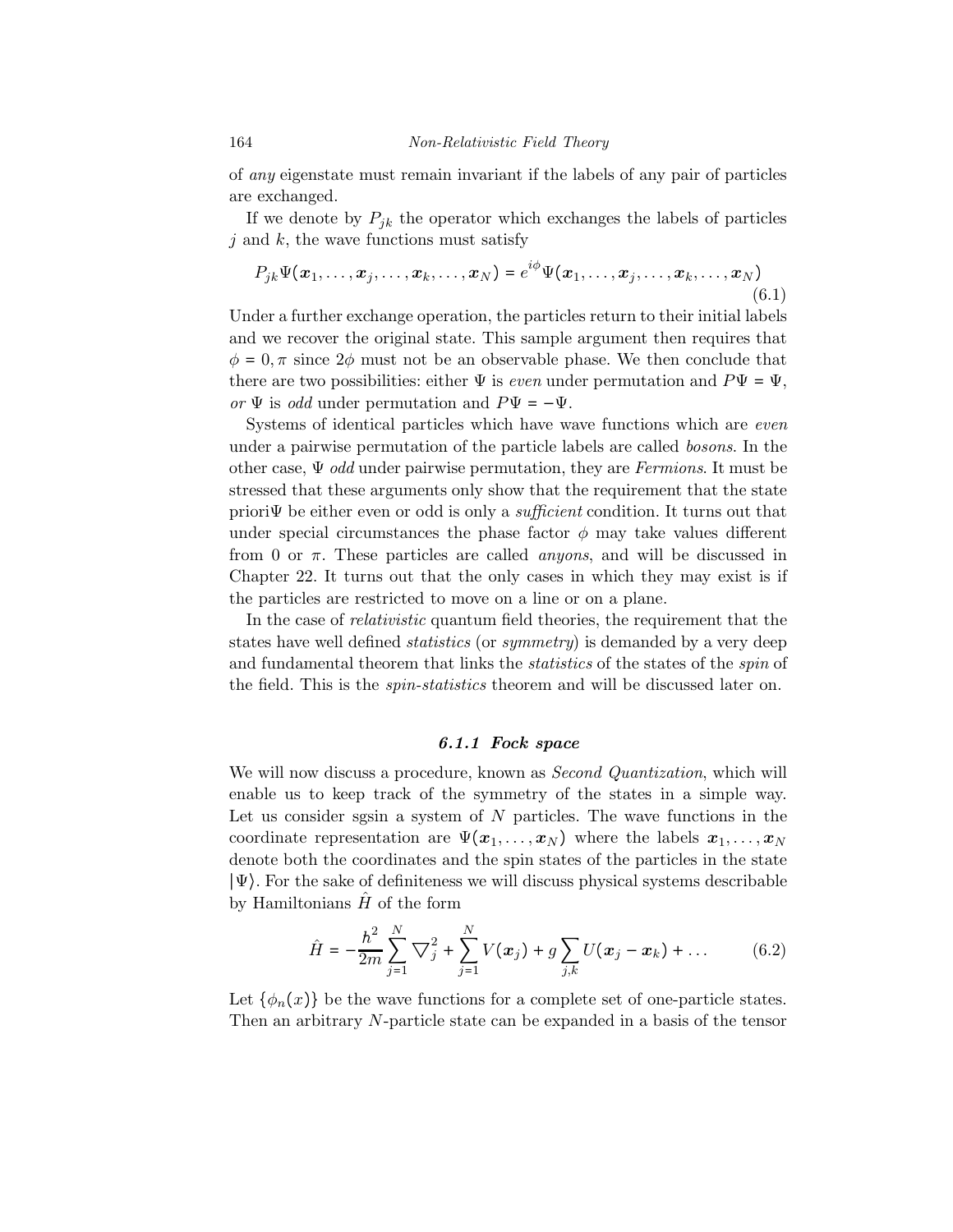of *any* eigenstate must remain invariant if the labels of any pair of particles are exchanged.

If we denote by $P_{jk}$ the operator which exchanges the labels of particles $j$ and $k$, the wave functions must satisfy

$$P_{jk}\Psi(\boldsymbol{x}_1, \ldots, \boldsymbol{x}_j, \ldots, \boldsymbol{x}_k, \ldots, \boldsymbol{x}_N) = e^{i\phi}\Psi(\boldsymbol{x}_1, \ldots, \boldsymbol{x}_j, \ldots, \boldsymbol{x}_k, \ldots, \boldsymbol{x}_N) \tag{6.1}$$

Under a further exchange operation, the particles return to their initial labels and we recover the original state. This sample argument then requires that $\phi = 0, \pi$ since $2\phi$ must not be an observable phase. We then conclude that there are two possibilities: either $\Psi$ is *even* under permutation and $P\Psi = \Psi$, *or* $\Psi$ is *odd* under permutation and $P\Psi = -\Psi$.

Systems of identical particles which have wave functions which are *even* under a pairwise permutation of the particle labels are called *bosons*. In the other case, $\Psi$ *odd* under pairwise permutation, they are *Fermions*. It must be stressed that these arguments only show that the requirement that the state priori$\Psi$ be either even or odd is only a *sufficient* condition. It turns out that under special circumstances the phase factor $\phi$ may take values different from 0 or $\pi$. These particles are called *anyons*, and will be discussed in Chapter 22. It turns out that the only cases in which they may exist is if the particles are restricted to move on a line or on a plane.

In the case of *relativistic* quantum field theories, the requirement that the states have well defined *statistics* (or *symmetry*) is demanded by a very deep and fundamental theorem that links the *statistics* of the states of the *spin* of the field. This is the *spin-statistics* theorem and will be discussed later on.

### 6.1.1 Fock space

We will now discuss a procedure, known as *Second Quantization*, which will enable us to keep track of the symmetry of the states in a simple way. Let us consider sgsin a system of $N$ particles. The wave functions in the coordinate representation are $\Psi(\boldsymbol{x}_1, \ldots, \boldsymbol{x}_N)$ where the labels $\boldsymbol{x}_1, \ldots, \boldsymbol{x}_N$ denote both the coordinates and the spin states of the particles in the state $|\Psi\rangle$. For the sake of definiteness we will discuss physical systems describable by Hamiltonians $\hat{H}$ of the form

$$\hat{H} = -\frac{\hbar^2}{2m}\sum_{j=1}^{N}\bigtriangledown_j^2 + \sum_{j=1}^{N} V(\boldsymbol{x}_j) + g\sum_{j,k} U(\boldsymbol{x}_j - \boldsymbol{x}_k) + \ldots \tag{6.2}$$

Let $\{\phi_n(x)\}$ be the wave functions for a complete set of one-particle states. Then an arbitrary $N$-particle state can be expanded in a basis of the tensor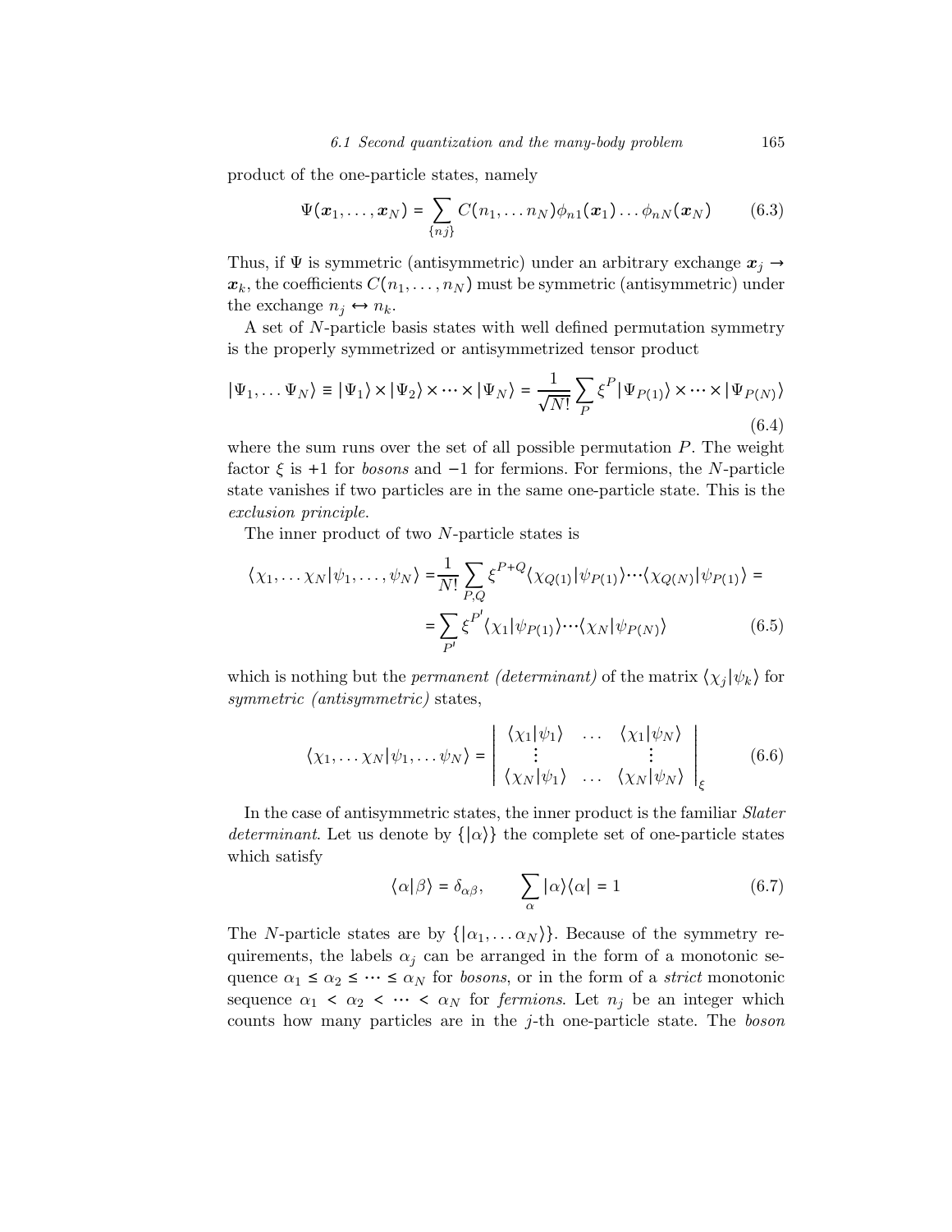product of the one-particle states, namely

$$\Psi(\boldsymbol{x}_1, \ldots, \boldsymbol{x}_N) = \sum_{\{nj\}} C(n_1, \ldots n_N) \phi_{n1}(\boldsymbol{x}_1) \ldots \phi_{nN}(\boldsymbol{x}_N) \tag{6.3}$$

Thus, if $\Psi$ is symmetric (antisymmetric) under an arbitrary exchange $\boldsymbol{x}_j \to \boldsymbol{x}_k$, the coefficients $C(n_1, \ldots, n_N)$ must be symmetric (antisymmetric) under the exchange $n_j \leftrightarrow n_k$.

A set of $N$-particle basis states with well defined permutation symmetry is the properly symmetrized or antisymmetrized tensor product

$$|\Psi_1, \ldots \Psi_N\rangle \equiv |\Psi_1\rangle \times |\Psi_2\rangle \times \cdots \times |\Psi_N\rangle = \frac{1}{\sqrt{N!}} \sum_P \xi^P |\Psi_{P(1)}\rangle \times \cdots \times |\Psi_{P(N)}\rangle \tag{6.4}$$

where the sum runs over the set of all possible permutation $P$. The weight factor $\xi$ is $+1$ for *bosons* and $-1$ for fermions. For fermions, the $N$-particle state vanishes if two particles are in the same one-particle state. This is the *exclusion principle*.

The inner product of two $N$-particle states is

$$\begin{aligned}
\langle \chi_1, \ldots \chi_N | \psi_1, \ldots, \psi_N \rangle =& \frac{1}{N!} \sum_{P,Q} \xi^{P+Q} \langle \chi_{Q(1)} | \psi_{P(1)} \rangle \cdots \langle \chi_{Q(N)} | \psi_{P(1)} \rangle = \\
&= \sum_{P'} \xi^{P'} \langle \chi_1 | \psi_{P(1)} \rangle \cdots \langle \chi_N | \psi_{P(N)} \rangle
\end{aligned} \tag{6.5}$$

which is nothing but the *permanent (determinant)* of the matrix $\langle \chi_j | \psi_k \rangle$ for *symmetric (antisymmetric)* states,

$$\langle \chi_1, \ldots \chi_N | \psi_1, \ldots \psi_N \rangle = \begin{vmatrix} \langle \chi_1 | \psi_1 \rangle & \ldots & \langle \chi_1 | \psi_N \rangle \\ \vdots & & \vdots \\ \langle \chi_N | \psi_1 \rangle & \ldots & \langle \chi_N | \psi_N \rangle \end{vmatrix}_\xi \tag{6.6}$$

In the case of antisymmetric states, the inner product is the familiar *Slater determinant*. Let us denote by $\{|\alpha\rangle\}$ the complete set of one-particle states which satisfy

$$\langle \alpha | \beta \rangle = \delta_{\alpha\beta}, \qquad \sum_\alpha |\alpha\rangle\langle\alpha| = 1 \tag{6.7}$$

The $N$-particle states are by $\{|\alpha_1, \ldots \alpha_N\rangle\}$. Because of the symmetry requirements, the labels $\alpha_j$ can be arranged in the form of a monotonic sequence $\alpha_1 \leq \alpha_2 \leq \cdots \leq \alpha_N$ for *bosons*, or in the form of a *strict* monotonic sequence $\alpha_1 < \alpha_2 < \cdots < \alpha_N$ for *fermions*. Let $n_j$ be an integer which counts how many particles are in the $j$-th one-particle state. The *boson*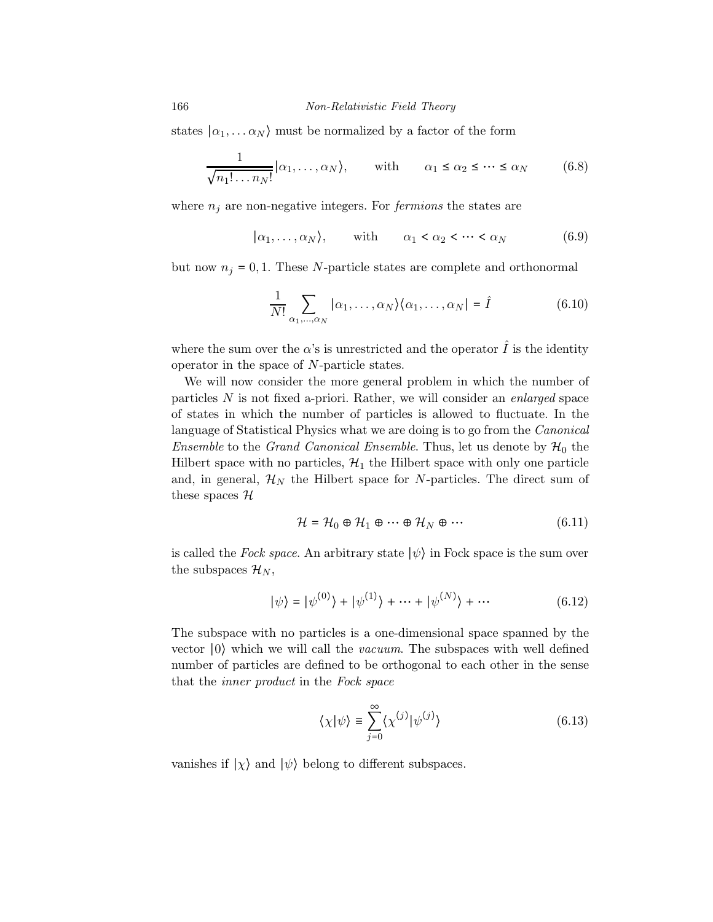states $|\alpha_1, \dots \alpha_N\rangle$ must be normalized by a factor of the form

$$\frac{1}{\sqrt{n_1! \dots n_N!}} |\alpha_1, \dots, \alpha_N\rangle, \qquad \text{with} \qquad \alpha_1 \leq \alpha_2 \leq \dots \leq \alpha_N \tag{6.8}$$

where $n_j$ are non-negative integers. For *fermions* the states are

$$|\alpha_1, \dots, \alpha_N\rangle, \qquad \text{with} \qquad \alpha_1 < \alpha_2 < \dots < \alpha_N \tag{6.9}$$

but now $n_j = 0, 1$. These $N$-particle states are complete and orthonormal

$$\frac{1}{N!} \sum_{\alpha_1, \dots, \alpha_N} |\alpha_1, \dots, \alpha_N\rangle\langle\alpha_1, \dots, \alpha_N| = \hat{I} \tag{6.10}$$

where the sum over the $\alpha$'s is unrestricted and the operator $\hat{I}$ is the identity operator in the space of $N$-particle states.

We will now consider the more general problem in which the number of particles $N$ is not fixed a-priori. Rather, we will consider an *enlarged* space of states in which the number of particles is allowed to fluctuate. In the language of Statistical Physics what we are doing is to go from the *Canonical Ensemble* to the *Grand Canonical Ensemble*. Thus, let us denote by $\mathcal{H}_0$ the Hilbert space with no particles, $\mathcal{H}_1$ the Hilbert space with only one particle and, in general, $\mathcal{H}_N$ the Hilbert space for $N$-particles. The direct sum of these spaces $\mathcal{H}$

$$\mathcal{H} = \mathcal{H}_0 \oplus \mathcal{H}_1 \oplus \dots \oplus \mathcal{H}_N \oplus \dots \tag{6.11}$$

is called the *Fock space*. An arbitrary state $|\psi\rangle$ in Fock space is the sum over the subspaces $\mathcal{H}_N$,

$$|\psi\rangle = |\psi^{(0)}\rangle + |\psi^{(1)}\rangle + \dots + |\psi^{(N)}\rangle + \dots \tag{6.12}$$

The subspace with no particles is a one-dimensional space spanned by the vector $|0\rangle$ which we will call the *vacuum*. The subspaces with well defined number of particles are defined to be orthogonal to each other in the sense that the *inner product* in the *Fock space*

$$\langle\chi|\psi\rangle \equiv \sum_{j=0}^{\infty} \langle\chi^{(j)}|\psi^{(j)}\rangle \tag{6.13}$$

vanishes if $|\chi\rangle$ and $|\psi\rangle$ belong to different subspaces.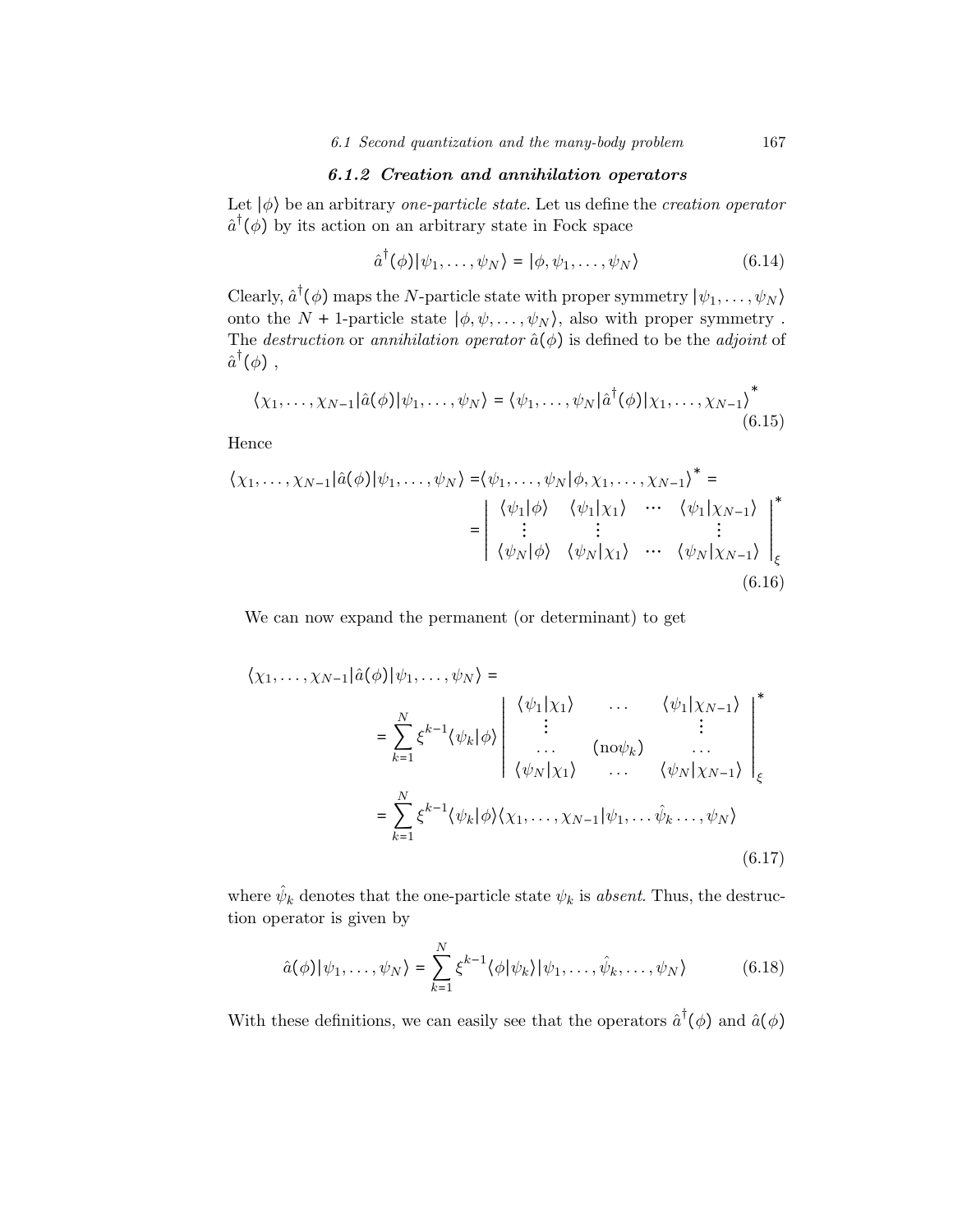### 6.1.2 Creation and annihilation operators

Let $|\phi\rangle$ be an arbitrary *one-particle state*. Let us define the *creation operator* $\hat{a}^\dagger(\phi)$ by its action on an arbitrary state in Fock space

$$\hat{a}^\dagger(\phi)|\psi_1,\ldots,\psi_N\rangle = |\phi,\psi_1,\ldots,\psi_N\rangle \tag{6.14}$$

Clearly, $\hat{a}^\dagger(\phi)$ maps the $N$-particle state with proper symmetry $|\psi_1,\ldots,\psi_N\rangle$ onto the $N+1$-particle state $|\phi,\psi,\ldots,\psi_N\rangle$, also with proper symmetry . The *destruction* or *annihilation operator* $\hat{a}(\phi)$ is defined to be the *adjoint* of $\hat{a}^\dagger(\phi)$ ,

$$\langle\chi_1,\ldots,\chi_{N-1}|\hat{a}(\phi)|\psi_1,\ldots,\psi_N\rangle = \langle\psi_1,\ldots,\psi_N|\hat{a}^\dagger(\phi)|\chi_1,\ldots,\chi_{N-1}\rangle^* \tag{6.15}$$

Hence

$$\langle\chi_1,\ldots,\chi_{N-1}|\hat{a}(\phi)|\psi_1,\ldots,\psi_N\rangle = \langle\psi_1,\ldots,\psi_N|\phi,\chi_1,\ldots,\chi_{N-1}\rangle^* = \\ = \begin{vmatrix} \langle\psi_1|\phi\rangle & \langle\psi_1|\chi_1\rangle & \cdots & \langle\psi_1|\chi_{N-1}\rangle \\ \vdots & \vdots & & \vdots \\ \langle\psi_N|\phi\rangle & \langle\psi_N|\chi_1\rangle & \cdots & \langle\psi_N|\chi_{N-1}\rangle \end{vmatrix}_\xi^* \tag{6.16}$$

We can now expand the permanent (or determinant) to get

$$\begin{aligned} &\langle\chi_1,\ldots,\chi_{N-1}|\hat{a}(\phi)|\psi_1,\ldots,\psi_N\rangle = \\ &= \sum_{k=1}^{N} \xi^{k-1}\langle\psi_k|\phi\rangle \begin{vmatrix} \langle\psi_1|\chi_1\rangle & \ldots & \langle\psi_1|\chi_{N-1}\rangle \\ \vdots & & \vdots \\ \ldots & (\text{no}\psi_k) & \ldots \\ \langle\psi_N|\chi_1\rangle & \ldots & \langle\psi_N|\chi_{N-1}\rangle \end{vmatrix}_\xi^* \\ &= \sum_{k=1}^{N} \xi^{k-1}\langle\psi_k|\phi\rangle\langle\chi_1,\ldots,\chi_{N-1}|\psi_1,\ldots\hat{\psi}_k\ldots,\psi_N\rangle \end{aligned} \tag{6.17}$$

where $\hat{\psi}_k$ denotes that the one-particle state $\psi_k$ is *absent*. Thus, the destruction operator is given by

$$\hat{a}(\phi)|\psi_1,\ldots,\psi_N\rangle = \sum_{k=1}^{N} \xi^{k-1}\langle\phi|\psi_k\rangle|\psi_1,\ldots,\hat{\psi}_k,\ldots,\psi_N\rangle \tag{6.18}$$

With these definitions, we can easily see that the operators $\hat{a}^\dagger(\phi)$ and $\hat{a}(\phi)$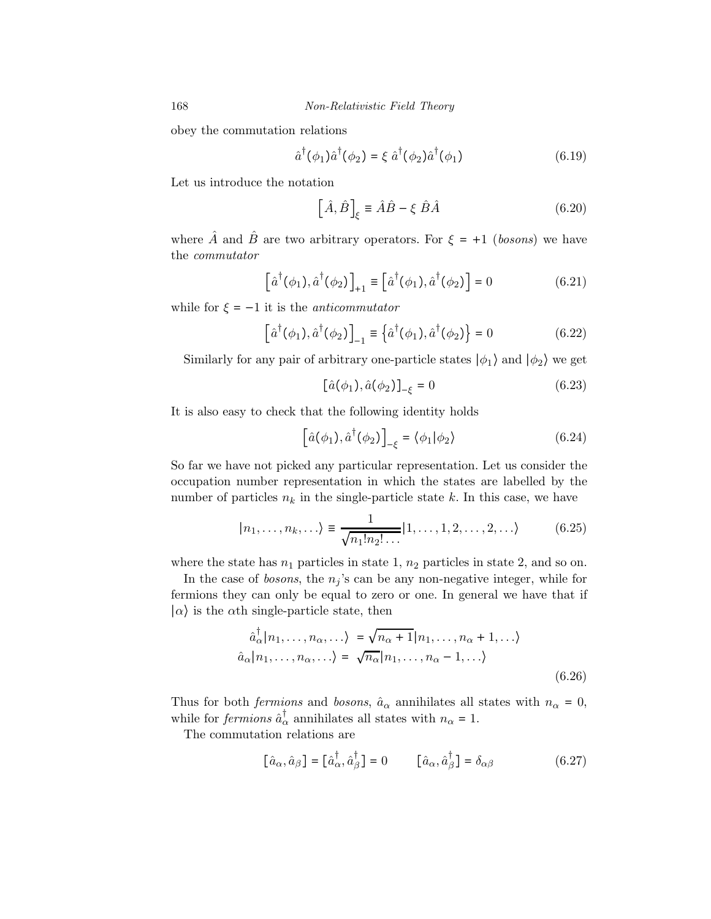obey the commutation relations

$$\hat{a}^\dagger(\phi_1)\hat{a}^\dagger(\phi_2) = \xi\ \hat{a}^\dagger(\phi_2)\hat{a}^\dagger(\phi_1) \tag{6.19}$$

Let us introduce the notation

$$\left[\hat{A}, \hat{B}\right]_\xi \equiv \hat{A}\hat{B} - \xi\ \hat{B}\hat{A} \tag{6.20}$$

where $\hat{A}$ and $\hat{B}$ are two arbitrary operators. For $\xi = +1$ (*bosons*) we have the *commutator*

$$\left[\hat{a}^\dagger(\phi_1), \hat{a}^\dagger(\phi_2)\right]_{+1} \equiv \left[\hat{a}^\dagger(\phi_1), \hat{a}^\dagger(\phi_2)\right] = 0 \tag{6.21}$$

while for $\xi = -1$ it is the *anticommutator*

$$\left[\hat{a}^\dagger(\phi_1), \hat{a}^\dagger(\phi_2)\right]_{-1} \equiv \left\{\hat{a}^\dagger(\phi_1), \hat{a}^\dagger(\phi_2)\right\} = 0 \tag{6.22}$$

Similarly for any pair of arbitrary one-particle states $|\phi_1\rangle$ and $|\phi_2\rangle$ we get

$$\left[\hat{a}(\phi_1), \hat{a}(\phi_2)\right]_{-\xi} = 0 \tag{6.23}$$

It is also easy to check that the following identity holds

$$\left[\hat{a}(\phi_1), \hat{a}^\dagger(\phi_2)\right]_{-\xi} = \langle\phi_1|\phi_2\rangle \tag{6.24}$$

So far we have not picked any particular representation. Let us consider the occupation number representation in which the states are labelled by the number of particles $n_k$ in the single-particle state $k$. In this case, we have

$$|n_1, \ldots, n_k, \ldots\rangle \equiv \frac{1}{\sqrt{n_1! n_2! \ldots}} |1, \ldots, 1, 2, \ldots, 2, \ldots\rangle \tag{6.25}$$

where the state has $n_1$ particles in state 1, $n_2$ particles in state 2, and so on.

In the case of *bosons*, the $n_j$'s can be any non-negative integer, while for fermions they can only be equal to zero or one. In general we have that if $|\alpha\rangle$ is the $\alpha$th single-particle state, then

$$\begin{aligned}
\hat{a}_\alpha^\dagger |n_1, \ldots, n_\alpha, \ldots\rangle &= \sqrt{n_\alpha + 1}\, |n_1, \ldots, n_\alpha + 1, \ldots\rangle \\
\hat{a}_\alpha |n_1, \ldots, n_\alpha, \ldots\rangle &= \sqrt{n_\alpha}\, |n_1, \ldots, n_\alpha - 1, \ldots\rangle
\end{aligned} \tag{6.26}$$

Thus for both *fermions* and *bosons*, $\hat{a}_\alpha$ annihilates all states with $n_\alpha = 0$, while for *fermions* $\hat{a}_\alpha^\dagger$ annihilates all states with $n_\alpha = 1$.

The commutation relations are

$$\left[\hat{a}_\alpha, \hat{a}_\beta\right] = \left[\hat{a}_\alpha^\dagger, \hat{a}_\beta^\dagger\right] = 0 \qquad \left[\hat{a}_\alpha, \hat{a}_\beta^\dagger\right] = \delta_{\alpha\beta} \tag{6.27}$$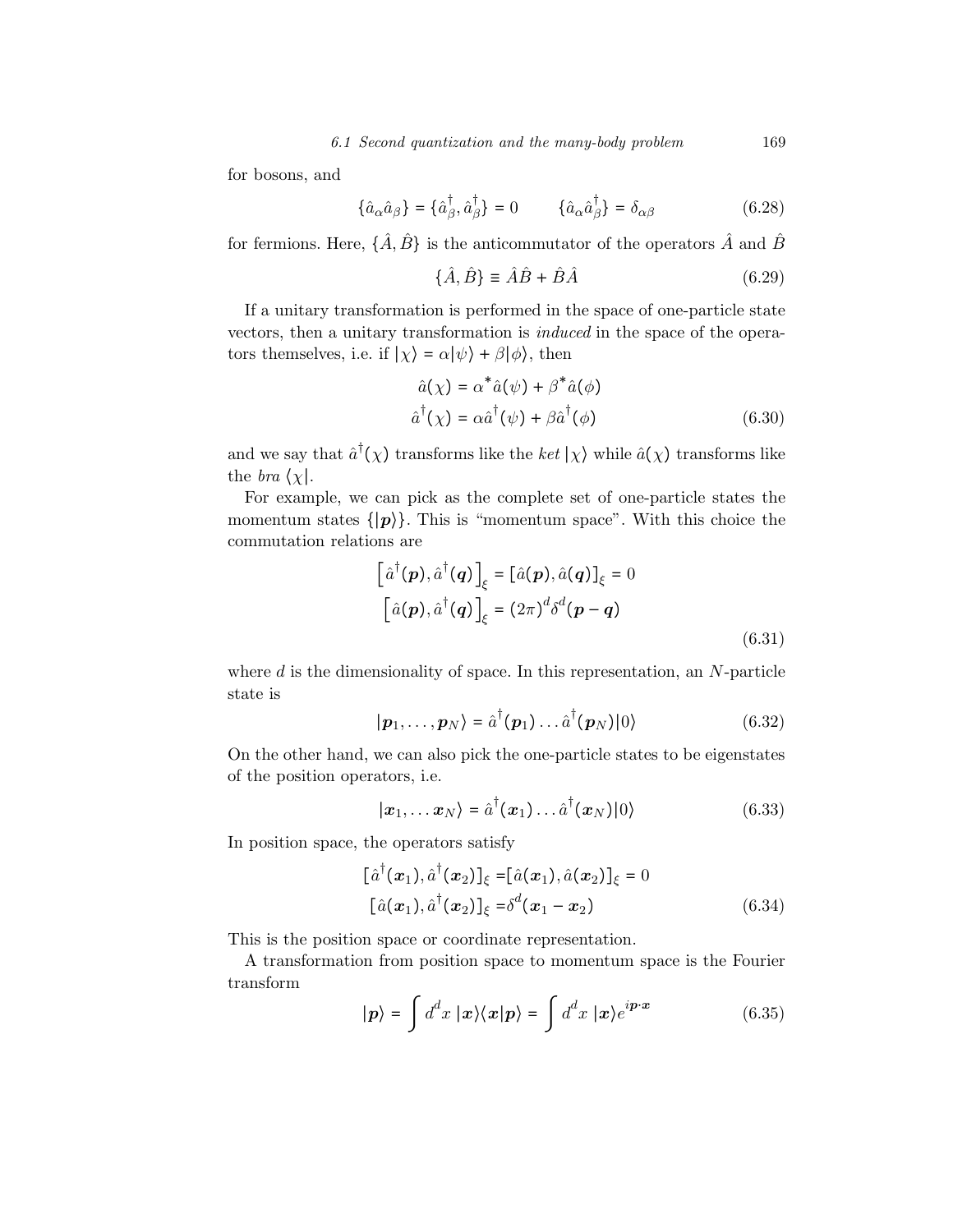for bosons, and

$$\{\hat{a}_\alpha \hat{a}_\beta\} = \{\hat{a}^\dagger_\beta, \hat{a}^\dagger_\beta\} = 0 \qquad \{\hat{a}_\alpha \hat{a}^\dagger_\beta\} = \delta_{\alpha\beta} \tag{6.28}$$

for fermions. Here, $\{\hat{A}, \hat{B}\}$ is the anticommutator of the operators $\hat{A}$ and $\hat{B}$

$$\{\hat{A}, \hat{B}\} \equiv \hat{A}\hat{B} + \hat{B}\hat{A} \tag{6.29}$$

If a unitary transformation is performed in the space of one-particle state vectors, then a unitary transformation is *induced* in the space of the operators themselves, i.e. if $|\chi\rangle = \alpha|\psi\rangle + \beta|\phi\rangle$, then

$$\begin{aligned}
\hat{a}(\chi) &= \alpha^* \hat{a}(\psi) + \beta^* \hat{a}(\phi) \\
\hat{a}^\dagger(\chi) &= \alpha \hat{a}^\dagger(\psi) + \beta \hat{a}^\dagger(\phi)
\end{aligned} \tag{6.30}$$

and we say that $\hat{a}^\dagger(\chi)$ transforms like the *ket* $|\chi\rangle$ while $\hat{a}(\chi)$ transforms like the *bra* $\langle\chi|$.

For example, we can pick as the complete set of one-particle states the momentum states $\{|\boldsymbol{p}\rangle\}$. This is "momentum space". With this choice the commutation relations are

$$\begin{aligned}
\left[\hat{a}^\dagger(\boldsymbol{p}), \hat{a}^\dagger(\boldsymbol{q})\right]_\xi &= \left[\hat{a}(\boldsymbol{p}), \hat{a}(\boldsymbol{q})\right]_\xi = 0 \\
\left[\hat{a}(\boldsymbol{p}), \hat{a}^\dagger(\boldsymbol{q})\right]_\xi &= (2\pi)^d \delta^d(\boldsymbol{p} - \boldsymbol{q})
\end{aligned} \tag{6.31}$$

where $d$ is the dimensionality of space. In this representation, an $N$-particle state is

$$|\boldsymbol{p}_1, \ldots, \boldsymbol{p}_N\rangle = \hat{a}^\dagger(\boldsymbol{p}_1) \ldots \hat{a}^\dagger(\boldsymbol{p}_N)|0\rangle \tag{6.32}$$

On the other hand, we can also pick the one-particle states to be eigenstates of the position operators, i.e.

$$|\boldsymbol{x}_1, \ldots \boldsymbol{x}_N\rangle = \hat{a}^\dagger(\boldsymbol{x}_1) \ldots \hat{a}^\dagger(\boldsymbol{x}_N)|0\rangle \tag{6.33}$$

In position space, the operators satisfy

$$\begin{aligned}
[\hat{a}^\dagger(\boldsymbol{x}_1), \hat{a}^\dagger(\boldsymbol{x}_2)]_\xi &= [\hat{a}(\boldsymbol{x}_1), \hat{a}(\boldsymbol{x}_2)]_\xi = 0 \\
[\hat{a}(\boldsymbol{x}_1), \hat{a}^\dagger(\boldsymbol{x}_2)]_\xi &= \delta^d(\boldsymbol{x}_1 - \boldsymbol{x}_2)
\end{aligned} \tag{6.34}$$

This is the position space or coordinate representation.

A transformation from position space to momentum space is the Fourier transform

$$|\boldsymbol{p}\rangle = \int d^d x \; |\boldsymbol{x}\rangle\langle\boldsymbol{x}|\boldsymbol{p}\rangle = \int d^d x \; |\boldsymbol{x}\rangle e^{i\boldsymbol{p}\cdot\boldsymbol{x}} \tag{6.35}$$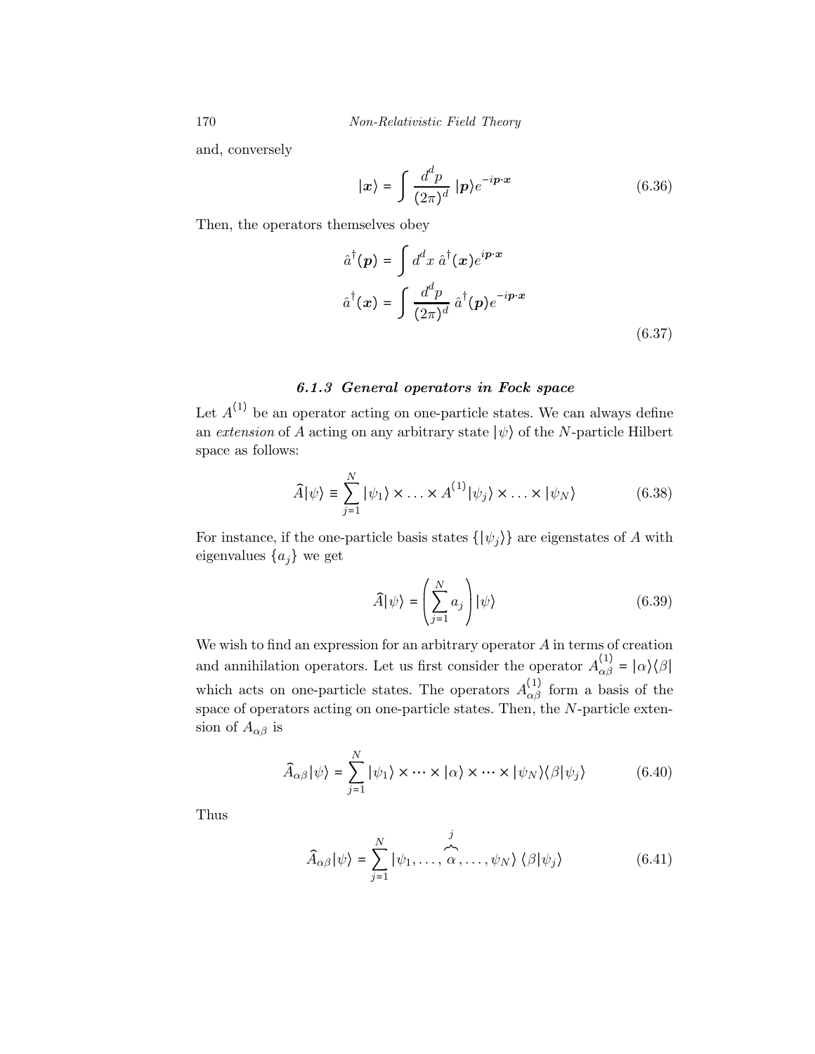and, conversely

$$|\boldsymbol{x}\rangle = \int \frac{d^d p}{(2\pi)^d}\; |\boldsymbol{p}\rangle e^{-i\boldsymbol{p}\cdot\boldsymbol{x}} \tag{6.36}$$

Then, the operators themselves obey

$$\begin{aligned}
\hat{a}^\dagger(\boldsymbol{p}) &= \int d^d x\; \hat{a}^\dagger(\boldsymbol{x}) e^{i\boldsymbol{p}\cdot\boldsymbol{x}} \\
\hat{a}^\dagger(\boldsymbol{x}) &= \int \frac{d^d p}{(2\pi)^d}\; \hat{a}^\dagger(\boldsymbol{p}) e^{-i\boldsymbol{p}\cdot\boldsymbol{x}}
\end{aligned} \tag{6.37}$$

### 6.1.3 General operators in Fock space

Let $A^{(1)}$ be an operator acting on one-particle states. We can always define an *extension* of $A$ acting on any arbitrary state $|\psi\rangle$ of the $N$-particle Hilbert space as follows:

$$\widehat{A}|\psi\rangle \equiv \sum_{j=1}^{N} |\psi_1\rangle \times \ldots \times A^{(1)}|\psi_j\rangle \times \ldots \times |\psi_N\rangle \tag{6.38}$$

For instance, if the one-particle basis states $\{|\psi_j\rangle\}$ are eigenstates of $A$ with eigenvalues $\{a_j\}$ we get

$$\widehat{A}|\psi\rangle = \left(\sum_{j=1}^{N} a_j\right)|\psi\rangle \tag{6.39}$$

We wish to find an expression for an arbitrary operator $A$ in terms of creation and annihilation operators. Let us first consider the operator $A^{(1)}_{\alpha\beta} = |\alpha\rangle\langle\beta|$ which acts on one-particle states. The operators $A^{(1)}_{\alpha\beta}$ form a basis of the space of operators acting on one-particle states. Then, the $N$-particle extension of $A_{\alpha\beta}$ is

$$\widehat{A}_{\alpha\beta}|\psi\rangle = \sum_{j=1}^{N} |\psi_1\rangle \times \cdots \times |\alpha\rangle \times \cdots \times |\psi_N\rangle\langle\beta|\psi_j\rangle \tag{6.40}$$

Thus

$$\widehat{A}_{\alpha\beta}|\psi\rangle = \sum_{j=1}^{N} |\psi_1, \ldots, \overbrace{\alpha}^{j}, \ldots, \psi_N\rangle\, \langle\beta|\psi_j\rangle \tag{6.41}$$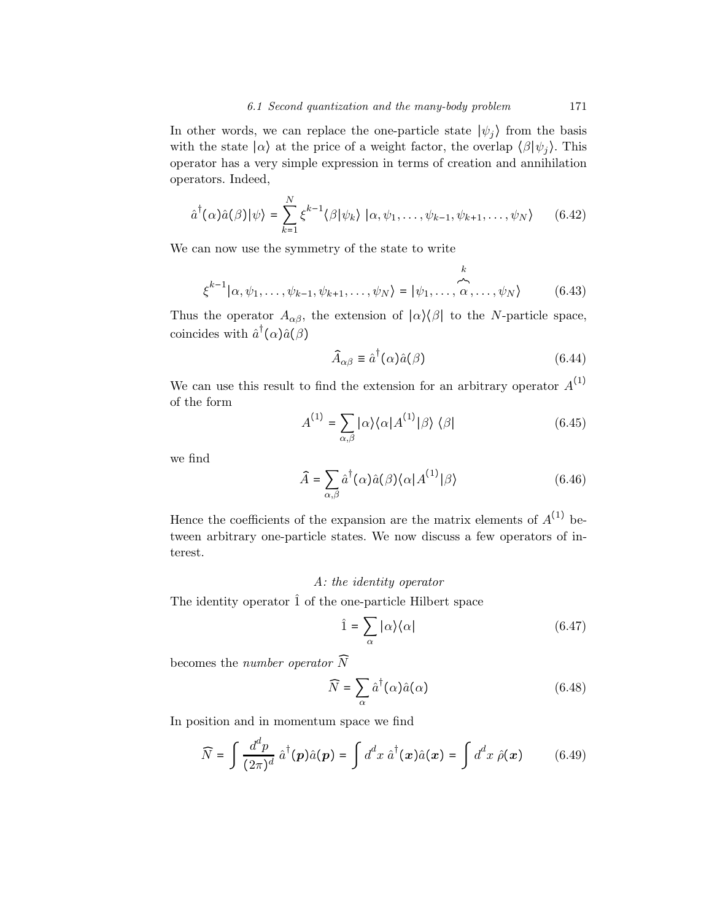In other words, we can replace the one-particle state $|\psi_j\rangle$ from the basis with the state $|\alpha\rangle$ at the price of a weight factor, the overlap $\langle\beta|\psi_j\rangle$. This operator has a very simple expression in terms of creation and annihilation operators. Indeed,

$$\hat{a}^\dagger(\alpha)\hat{a}(\beta)|\psi\rangle = \sum_{k=1}^{N} \xi^{k-1}\langle\beta|\psi_k\rangle \; |\alpha, \psi_1, \ldots, \psi_{k-1}, \psi_{k+1}, \ldots, \psi_N\rangle \tag{6.42}$$

We can now use the symmetry of the state to write

$$\xi^{k-1}|\alpha, \psi_1, \ldots, \psi_{k-1}, \psi_{k+1}, \ldots, \psi_N\rangle = |\psi_1, \ldots, \overset{k}{\widehat{\alpha}}, \ldots, \psi_N\rangle \tag{6.43}$$

Thus the operator $A_{\alpha\beta}$, the extension of $|\alpha\rangle\langle\beta|$ to the $N$-particle space, coincides with $\hat{a}^\dagger(\alpha)\hat{a}(\beta)$

$$\widehat{A}_{\alpha\beta} \equiv \hat{a}^\dagger(\alpha)\hat{a}(\beta) \tag{6.44}$$

We can use this result to find the extension for an arbitrary operator $A^{(1)}$ of the form

$$A^{(1)} = \sum_{\alpha,\beta} |\alpha\rangle\langle\alpha|A^{(1)}|\beta\rangle \; \langle\beta| \tag{6.45}$$

we find

$$\widehat{A} = \sum_{\alpha,\beta} \hat{a}^\dagger(\alpha)\hat{a}(\beta)\langle\alpha|A^{(1)}|\beta\rangle \tag{6.46}$$

Hence the coefficients of the expansion are the matrix elements of $A^{(1)}$ between arbitrary one-particle states. We now discuss a few operators of interest.

### *A: the identity operator*

The identity operator $\hat{1}$ of the one-particle Hilbert space

$$\hat{1} = \sum_{\alpha} |\alpha\rangle\langle\alpha| \tag{6.47}$$

becomes the *number operator* $\widehat{N}$

$$\widehat{N} = \sum_{\alpha} \hat{a}^\dagger(\alpha)\hat{a}(\alpha) \tag{6.48}$$

In position and in momentum space we find

$$\widehat{N} = \int \frac{d^d p}{(2\pi)^d} \; \hat{a}^\dagger(\boldsymbol{p})\hat{a}(\boldsymbol{p}) = \int d^d x \; \hat{a}^\dagger(\boldsymbol{x})\hat{a}(\boldsymbol{x}) = \int d^d x \; \hat{\rho}(\boldsymbol{x}) \tag{6.49}$$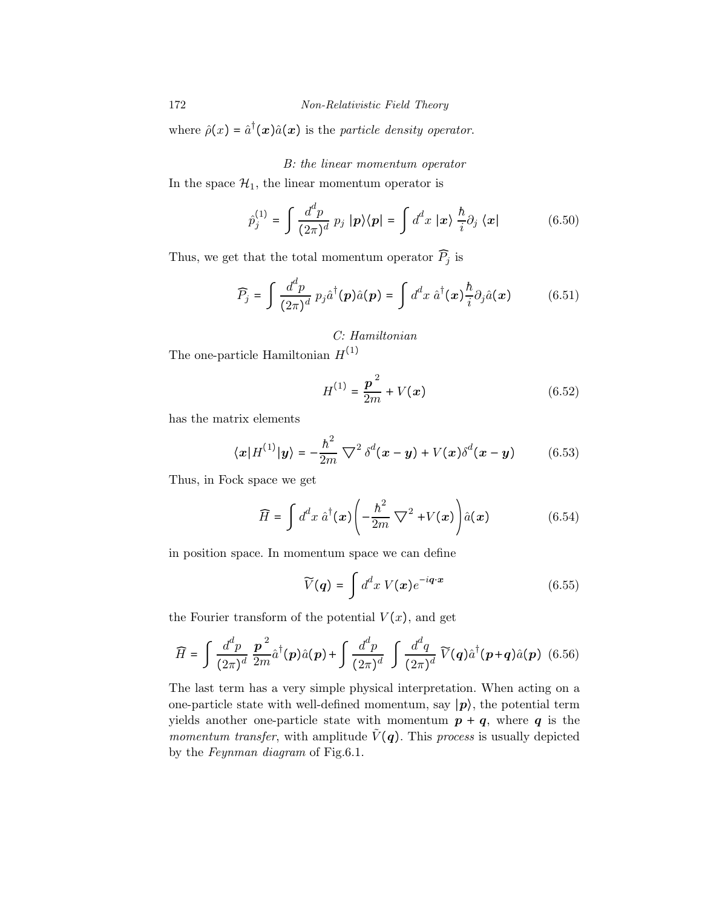where $\hat{\rho}(x) = \hat{a}^\dagger(\boldsymbol{x})\hat{a}(\boldsymbol{x})$ is the *particle density operator*.

*B: the linear momentum operator*

In the space $\mathcal{H}_1$, the linear momentum operator is

$$\hat{p}_j^{(1)} = \int \frac{d^d p}{(2\pi)^d} \, p_j \, |\boldsymbol{p}\rangle\langle\boldsymbol{p}| = \int d^d x \, |\boldsymbol{x}\rangle \, \frac{\hbar}{i}\partial_j \, \langle\boldsymbol{x}| \tag{6.50}$$

Thus, we get that the total momentum operator $\widehat{P}_j$ is

$$\widehat{P}_j = \int \frac{d^d p}{(2\pi)^d} \, p_j \hat{a}^\dagger(\boldsymbol{p})\hat{a}(\boldsymbol{p}) = \int d^d x \, \hat{a}^\dagger(\boldsymbol{x})\frac{\hbar}{i}\partial_j \hat{a}(\boldsymbol{x}) \tag{6.51}$$

*C: Hamiltonian*

The one-particle Hamiltonian $H^{(1)}$

$$H^{(1)} = \frac{\boldsymbol{p}^2}{2m} + V(\boldsymbol{x}) \tag{6.52}$$

has the matrix elements

$$\langle\boldsymbol{x}|H^{(1)}|\boldsymbol{y}\rangle = -\frac{\hbar^2}{2m} \, \bigtriangledown^2 \, \delta^d(\boldsymbol{x}-\boldsymbol{y}) + V(\boldsymbol{x})\delta^d(\boldsymbol{x}-\boldsymbol{y}) \tag{6.53}$$

Thus, in Fock space we get

$$\widehat{H} = \int d^d x \, \hat{a}^\dagger(\boldsymbol{x})\left(-\frac{\hbar^2}{2m} \, \bigtriangledown^2 + V(\boldsymbol{x})\right)\hat{a}(\boldsymbol{x}) \tag{6.54}$$

in position space. In momentum space we can define

$$\widetilde{V}(\boldsymbol{q}) = \int d^d x \, V(\boldsymbol{x})e^{-i\boldsymbol{q}\cdot\boldsymbol{x}} \tag{6.55}$$

the Fourier transform of the potential $V(x)$, and get

$$\widehat{H} = \int \frac{d^d p}{(2\pi)^d} \, \frac{\boldsymbol{p}^2}{2m}\hat{a}^\dagger(\boldsymbol{p})\hat{a}(\boldsymbol{p}) + \int \frac{d^d p}{(2\pi)^d} \, \int \frac{d^d q}{(2\pi)^d} \, \widetilde{V}(\boldsymbol{q})\hat{a}^\dagger(\boldsymbol{p}+\boldsymbol{q})\hat{a}(\boldsymbol{p}) \tag{6.56}$$

The last term has a very simple physical interpretation. When acting on a one-particle state with well-defined momentum, say $|\boldsymbol{p}\rangle$, the potential term yields another one-particle state with momentum $\boldsymbol{p}+\boldsymbol{q}$, where $\boldsymbol{q}$ is the *momentum transfer*, with amplitude $\tilde{V}(\boldsymbol{q})$. This *process* is usually depicted by the *Feynman diagram* of Fig.6.1.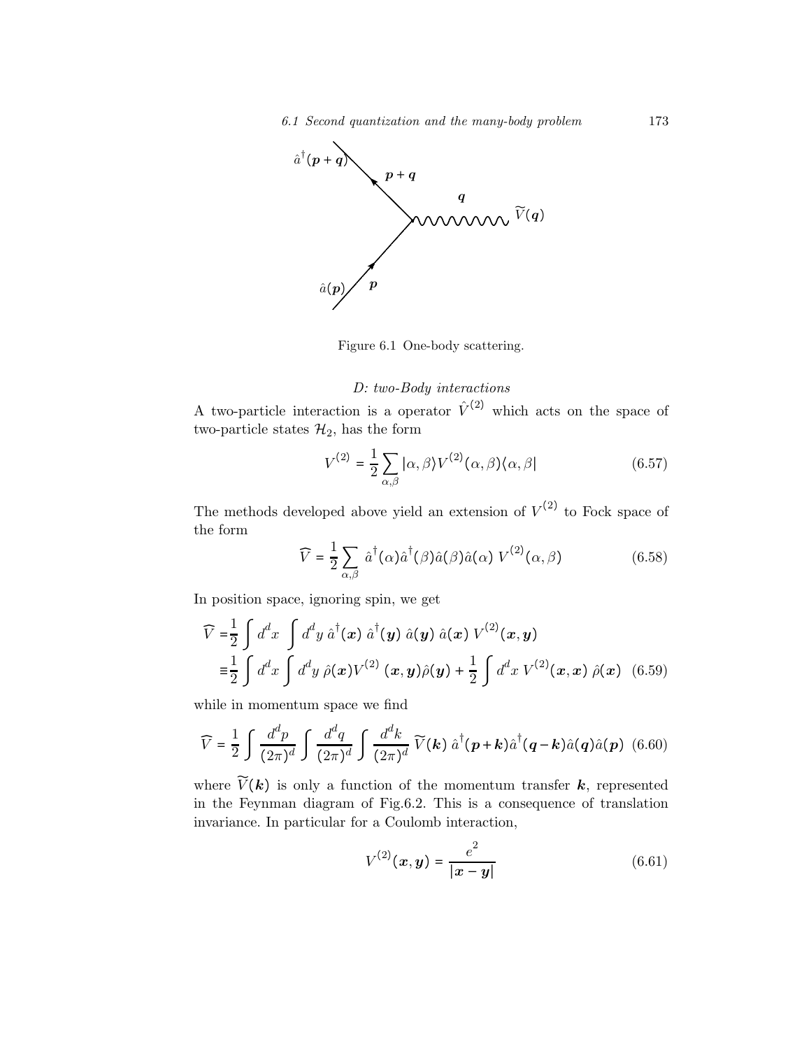Figure 6.1 One-body scattering.

### *D: two-Body interactions*

A two-particle interaction is a operator $\hat{V}^{(2)}$ which acts on the space of two-particle states $\mathcal{H}_2$, has the form

$$V^{(2)} = \frac{1}{2} \sum_{\alpha,\beta} |\alpha, \beta\rangle V^{(2)}(\alpha, \beta) \langle \alpha, \beta| \tag{6.57}$$

The methods developed above yield an extension of $V^{(2)}$ to Fock space of the form

$$\widehat{V} = \frac{1}{2} \sum_{\alpha,\beta} \hat{a}^\dagger(\alpha) \hat{a}^\dagger(\beta) \hat{a}(\beta) \hat{a}(\alpha) \; V^{(2)}(\alpha, \beta) \tag{6.58}$$

In position space, ignoring spin, we get

$$\begin{aligned} \widehat{V} =& \frac{1}{2} \int d^d x \; \int d^d y \; \hat{a}^\dagger(\boldsymbol{x}) \; \hat{a}^\dagger(\boldsymbol{y}) \; \hat{a}(\boldsymbol{y}) \; \hat{a}(\boldsymbol{x}) \; V^{(2)}(\boldsymbol{x}, \boldsymbol{y}) \\ \equiv& \frac{1}{2} \int d^d x \int d^d y \; \hat{\rho}(\boldsymbol{x}) V^{(2)} \; (\boldsymbol{x}, \boldsymbol{y}) \hat{\rho}(\boldsymbol{y}) + \frac{1}{2} \int d^d x \; V^{(2)}(\boldsymbol{x}, \boldsymbol{x}) \; \hat{\rho}(\boldsymbol{x}) \end{aligned} \tag{6.59}$$

while in momentum space we find

$$\widehat{V} = \frac{1}{2} \int \frac{d^d p}{(2\pi)^d} \int \frac{d^d q}{(2\pi)^d} \int \frac{d^d k}{(2\pi)^d} \; \widetilde{V}(\boldsymbol{k}) \; \hat{a}^\dagger(\boldsymbol{p}+\boldsymbol{k}) \hat{a}^\dagger(\boldsymbol{q}-\boldsymbol{k}) \hat{a}(\boldsymbol{q}) \hat{a}(\boldsymbol{p}) \tag{6.60}$$

where $\widetilde{V}(\boldsymbol{k})$ is only a function of the momentum transfer $\boldsymbol{k}$, represented in the Feynman diagram of Fig.6.2. This is a consequence of translation invariance. In particular for a Coulomb interaction,

$$V^{(2)}(\boldsymbol{x}, \boldsymbol{y}) = \frac{e^2}{|\boldsymbol{x} - \boldsymbol{y}|} \tag{6.61}$$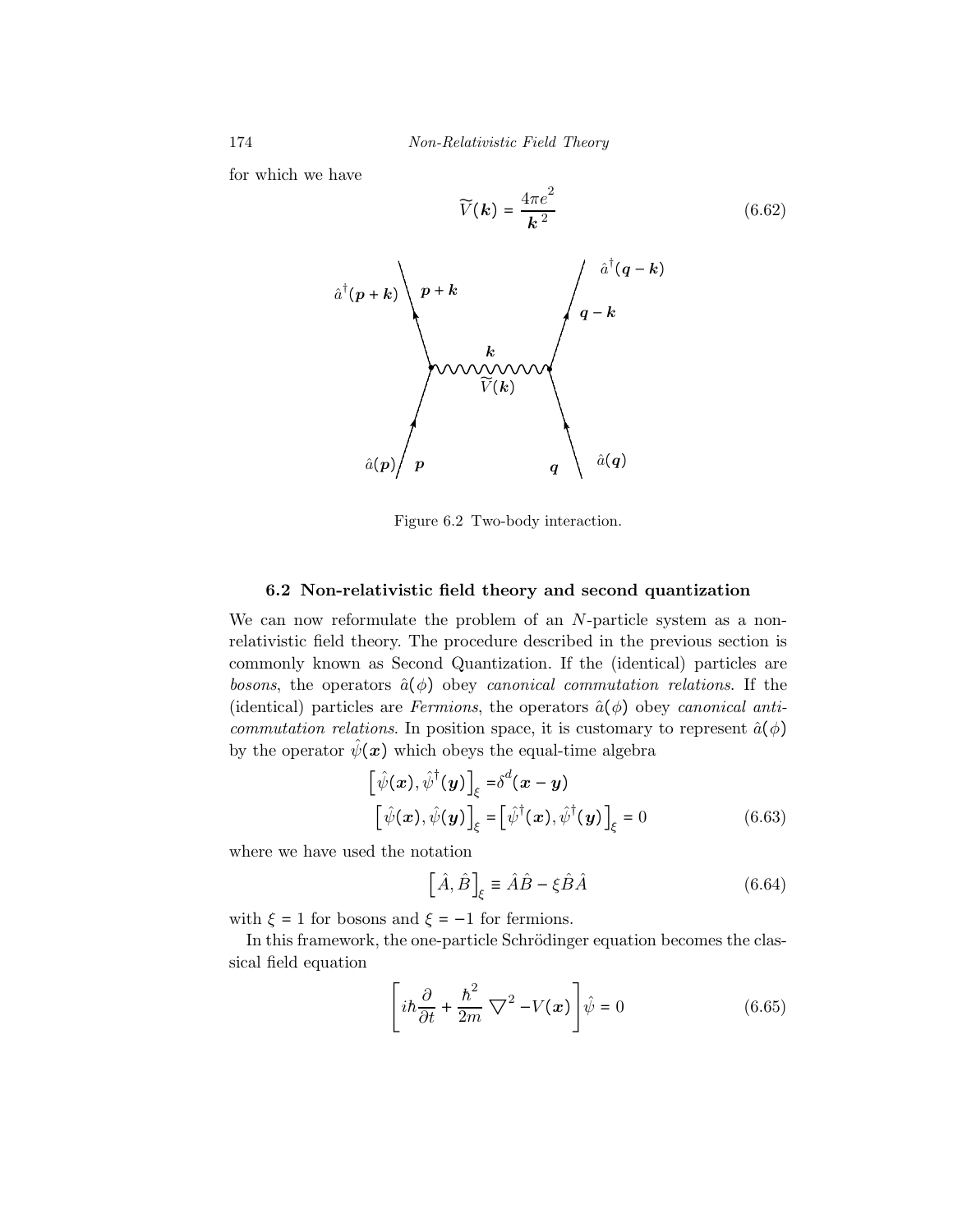for which we have

$$\widetilde{V}(\boldsymbol{k}) = \frac{4\pi e^2}{\boldsymbol{k}^2} \tag{6.62}$$

Figure 6.2 Two-body interaction.

### 6.2 Non-relativistic field theory and second quantization

We can now reformulate the problem of an $N$-particle system as a non-relativistic field theory. The procedure described in the previous section is commonly known as Second Quantization. If the (identical) particles are *bosons*, the operators $\hat{a}(\phi)$ obey *canonical commutation relations*. If the (identical) particles are *Fermions*, the operators $\hat{a}(\phi)$ obey *canonical anti-commutation relations*. In position space, it is customary to represent $\hat{a}(\phi)$ by the operator $\hat{\psi}(\boldsymbol{x})$ which obeys the equal-time algebra

$$\begin{aligned}
\left[\hat{\psi}(\boldsymbol{x}), \hat{\psi}^\dagger(\boldsymbol{y})\right]_\xi &= \delta^d(\boldsymbol{x} - \boldsymbol{y}) \\
\left[\hat{\psi}(\boldsymbol{x}), \hat{\psi}(\boldsymbol{y})\right]_\xi &= \left[\hat{\psi}^\dagger(\boldsymbol{x}), \hat{\psi}^\dagger(\boldsymbol{y})\right]_\xi = 0
\end{aligned} \tag{6.63}$$

where we have used the notation

$$\left[\hat{A}, \hat{B}\right]_\xi \equiv \hat{A}\hat{B} - \xi \hat{B}\hat{A} \tag{6.64}$$

with $\xi = 1$ for bosons and $\xi = -1$ for fermions.

In this framework, the one-particle Schrödinger equation becomes the classical field equation

$$\left[i\hbar\frac{\partial}{\partial t} + \frac{\hbar^2}{2m}\nabla^2 - V(\boldsymbol{x})\right]\hat{\psi} = 0 \tag{6.65}$$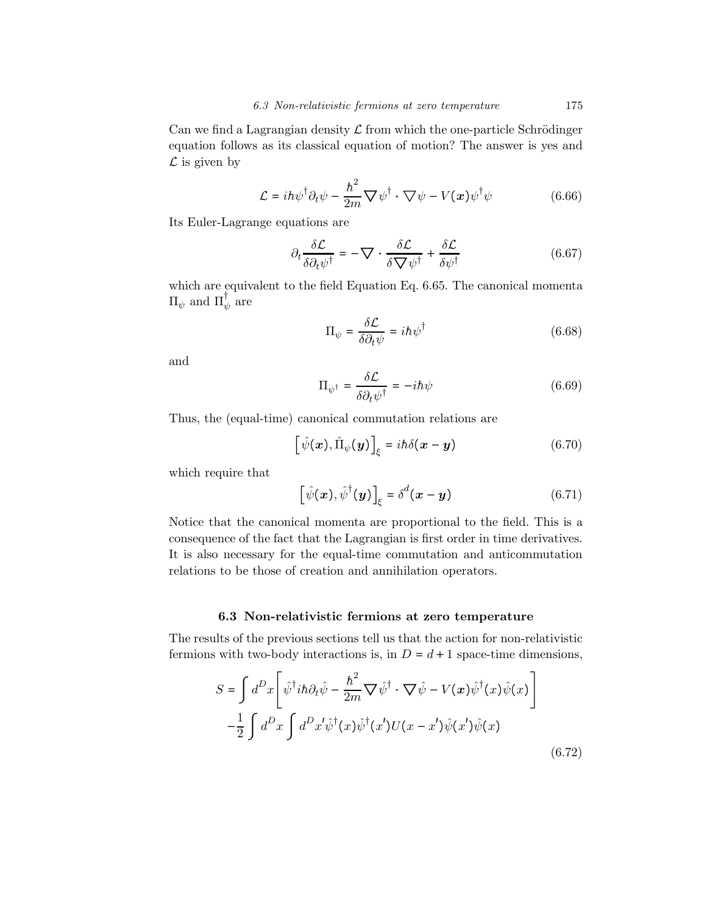Can we find a Lagrangian density $\mathcal{L}$ from which the one-particle Schrödinger equation follows as its classical equation of motion? The answer is yes and $\mathcal{L}$ is given by

$$\mathcal{L} = i\hbar\psi^\dagger \partial_t \psi - \frac{\hbar^2}{2m} \nabla \psi^\dagger \cdot \nabla \psi - V(\boldsymbol{x}) \psi^\dagger \psi \tag{6.66}$$

Its Euler-Lagrange equations are

$$\partial_t \frac{\delta \mathcal{L}}{\delta \partial_t \psi^\dagger} = -\nabla \cdot \frac{\delta \mathcal{L}}{\delta \nabla \psi^\dagger} + \frac{\delta \mathcal{L}}{\delta \psi^\dagger} \tag{6.67}$$

which are equivalent to the field Equation Eq. 6.65. The canonical momenta $\Pi_\psi$ and $\Pi_\psi^\dagger$ are

$$\Pi_\psi = \frac{\delta \mathcal{L}}{\delta \partial_t \psi} = i\hbar\psi^\dagger \tag{6.68}$$

and

$$\Pi_{\psi^\dagger} = \frac{\delta \mathcal{L}}{\delta \partial_t \psi^\dagger} = -i\hbar\psi \tag{6.69}$$

Thus, the (equal-time) canonical commutation relations are

$$\left[\hat{\psi}(\boldsymbol{x}), \hat{\Pi}_\psi(\boldsymbol{y})\right]_\xi = i\hbar\delta(\boldsymbol{x} - \boldsymbol{y}) \tag{6.70}$$

which require that

$$\left[\hat{\psi}(\boldsymbol{x}), \hat{\psi}^\dagger(\boldsymbol{y})\right]_\xi = \delta^d(\boldsymbol{x} - \boldsymbol{y}) \tag{6.71}$$

Notice that the canonical momenta are proportional to the field. This is a consequence of the fact that the Lagrangian is first order in time derivatives. It is also necessary for the equal-time commutation and anticommutation relations to be those of creation and annihilation operators.

## 6.3 Non-relativistic fermions at zero temperature

The results of the previous sections tell us that the action for non-relativistic fermions with two-body interactions is, in $D = d + 1$ space-time dimensions,

$$\begin{aligned} S = &\int d^D x \left[ \hat{\psi}^\dagger i\hbar \partial_t \hat{\psi} - \frac{\hbar^2}{2m} \nabla \hat{\psi}^\dagger \cdot \nabla \hat{\psi} - V(\boldsymbol{x}) \hat{\psi}^\dagger(x) \hat{\psi}(x) \right] \\ &- \frac{1}{2} \int d^D x \int d^D x' \hat{\psi}^\dagger(x) \hat{\psi}^\dagger(x') U(x - x') \hat{\psi}(x') \hat{\psi}(x) \end{aligned} \tag{6.72}$$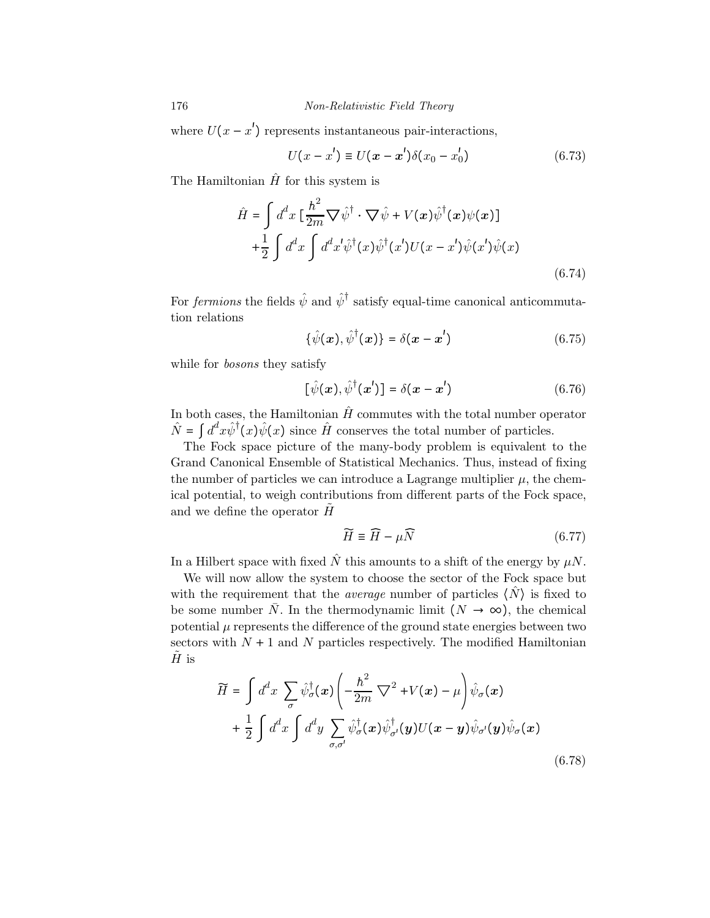where $U(x - x')$ represents instantaneous pair-interactions,

$$U(x - x') \equiv U(\boldsymbol{x} - \boldsymbol{x}')\delta(x_0 - x_0') \tag{6.73}$$

The Hamiltonian $\hat{H}$ for this system is

$$\begin{aligned}\hat{H} = &\int d^dx \, [\frac{\hbar^2}{2m} \nabla \hat{\psi}^\dagger \cdot \nabla \hat{\psi} + V(\boldsymbol{x}) \hat{\psi}^\dagger(\boldsymbol{x}) \psi(\boldsymbol{x})] \\ &+ \frac{1}{2} \int d^dx \int d^dx' \hat{\psi}^\dagger(x) \hat{\psi}^\dagger(x') U(x - x') \hat{\psi}(x') \hat{\psi}(x)\end{aligned} \tag{6.74}$$

For *fermions* the fields $\hat{\psi}$ and $\hat{\psi}^\dagger$ satisfy equal-time canonical anticommutation relations

$$\{\hat{\psi}(\boldsymbol{x}), \hat{\psi}^\dagger(\boldsymbol{x})\} = \delta(\boldsymbol{x} - \boldsymbol{x}') \tag{6.75}$$

while for *bosons* they satisfy

$$[\hat{\psi}(\boldsymbol{x}), \hat{\psi}^\dagger(\boldsymbol{x}')] = \delta(\boldsymbol{x} - \boldsymbol{x}') \tag{6.76}$$

In both cases, the Hamiltonian $\hat{H}$ commutes with the total number operator $\hat{N} = \int d^dx \hat{\psi}^\dagger(x) \hat{\psi}(x)$ since $\hat{H}$ conserves the total number of particles.

The Fock space picture of the many-body problem is equivalent to the Grand Canonical Ensemble of Statistical Mechanics. Thus, instead of fixing the number of particles we can introduce a Lagrange multiplier $\mu$, the chemical potential, to weigh contributions from different parts of the Fock space, and we define the operator $\tilde{H}$

$$\widetilde{H} \equiv \widehat{H} - \mu \widehat{N} \tag{6.77}$$

In a Hilbert space with fixed $\hat{N}$ this amounts to a shift of the energy by $\mu N$.

We will now allow the system to choose the sector of the Fock space but with the requirement that the *average* number of particles $\langle \hat{N} \rangle$ is fixed to be some number $\bar{N}$. In the thermodynamic limit ($N \to \infty$), the chemical potential $\mu$ represents the difference of the ground state energies between two sectors with $N + 1$ and $N$ particles respectively. The modified Hamiltonian $\tilde{H}$ is

$$\begin{aligned}\widetilde{H} = &\int d^dx \, \sum_\sigma \hat{\psi}_\sigma^\dagger(\boldsymbol{x}) \left( -\frac{\hbar^2}{2m} \nabla^2 + V(\boldsymbol{x}) - \mu \right) \hat{\psi}_\sigma(\boldsymbol{x}) \\ &+ \frac{1}{2} \int d^dx \int d^dy \, \sum_{\sigma, \sigma'} \hat{\psi}_\sigma^\dagger(\boldsymbol{x}) \hat{\psi}_{\sigma'}^\dagger(\boldsymbol{y}) U(\boldsymbol{x} - \boldsymbol{y}) \hat{\psi}_{\sigma'}(\boldsymbol{y}) \hat{\psi}_\sigma(\boldsymbol{x})\end{aligned} \tag{6.78}$$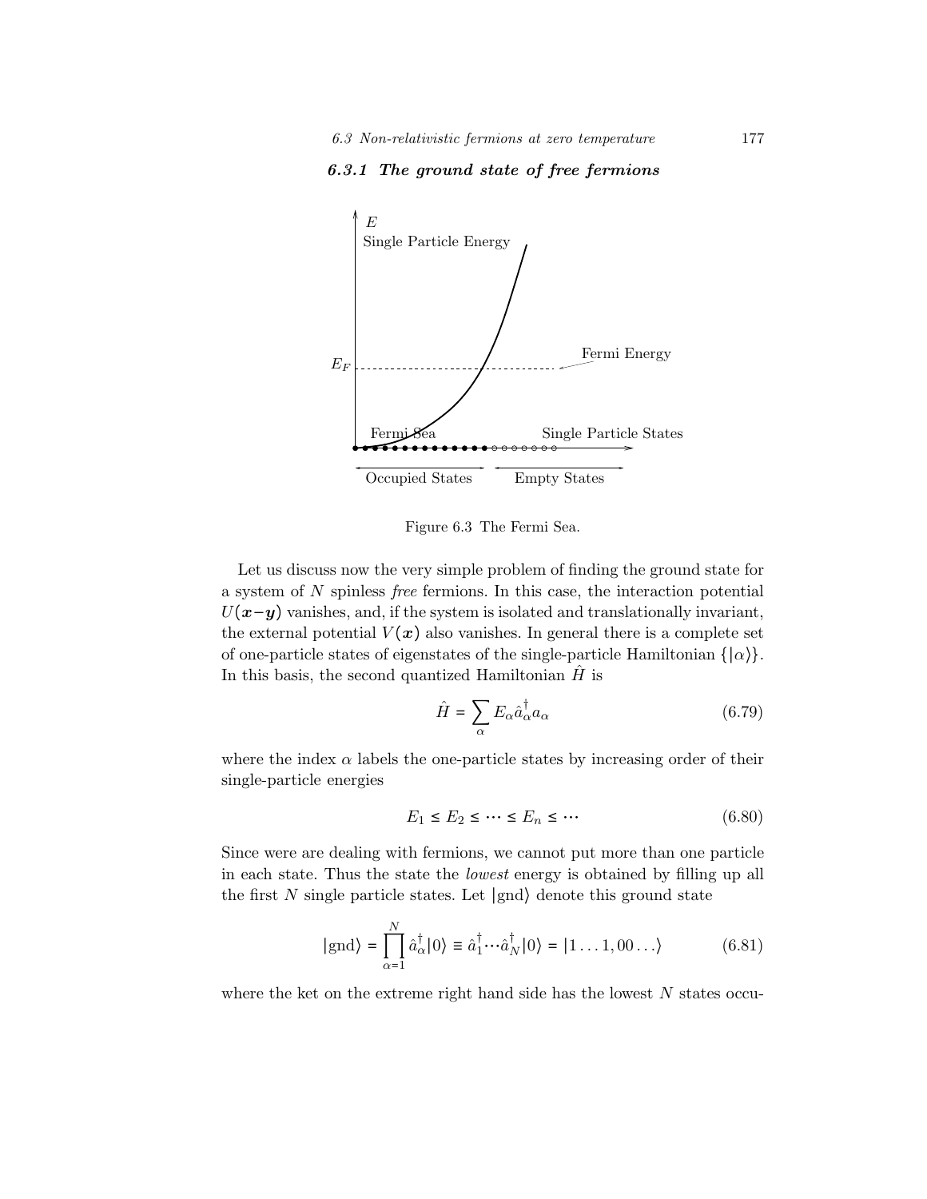### 6.3.1 The ground state of free fermions

Figure 6.3 The Fermi Sea.

Let us discuss now the very simple problem of finding the ground state for a system of $N$ spinless *free* fermions. In this case, the interaction potential $U(\boldsymbol{x}-\boldsymbol{y})$ vanishes, and, if the system is isolated and translationally invariant, the external potential $V(\boldsymbol{x})$ also vanishes. In general there is a complete set of one-particle states of eigenstates of the single-particle Hamiltonian $\{|\alpha\rangle\}$. In this basis, the second quantized Hamiltonian $\hat{H}$ is

$$\hat{H} = \sum_{\alpha} E_{\alpha} \hat{a}_{\alpha}^{\dagger} a_{\alpha} \tag{6.79}$$

where the index $\alpha$ labels the one-particle states by increasing order of their single-particle energies

$$E_1 \leq E_2 \leq \cdots \leq E_n \leq \cdots \tag{6.80}$$

Since were are dealing with fermions, we cannot put more than one particle in each state. Thus the state the *lowest* energy is obtained by filling up all the first $N$ single particle states. Let $|\text{gnd}\rangle$ denote this ground state

$$|\text{gnd}\rangle = \prod_{\alpha=1}^{N} \hat{a}_{\alpha}^{\dagger}|0\rangle \equiv \hat{a}_{1}^{\dagger} \cdots \hat{a}_{N}^{\dagger}|0\rangle = |1 \ldots 1, 00 \ldots\rangle \tag{6.81}$$

where the ket on the extreme right hand side has the lowest $N$ states occu-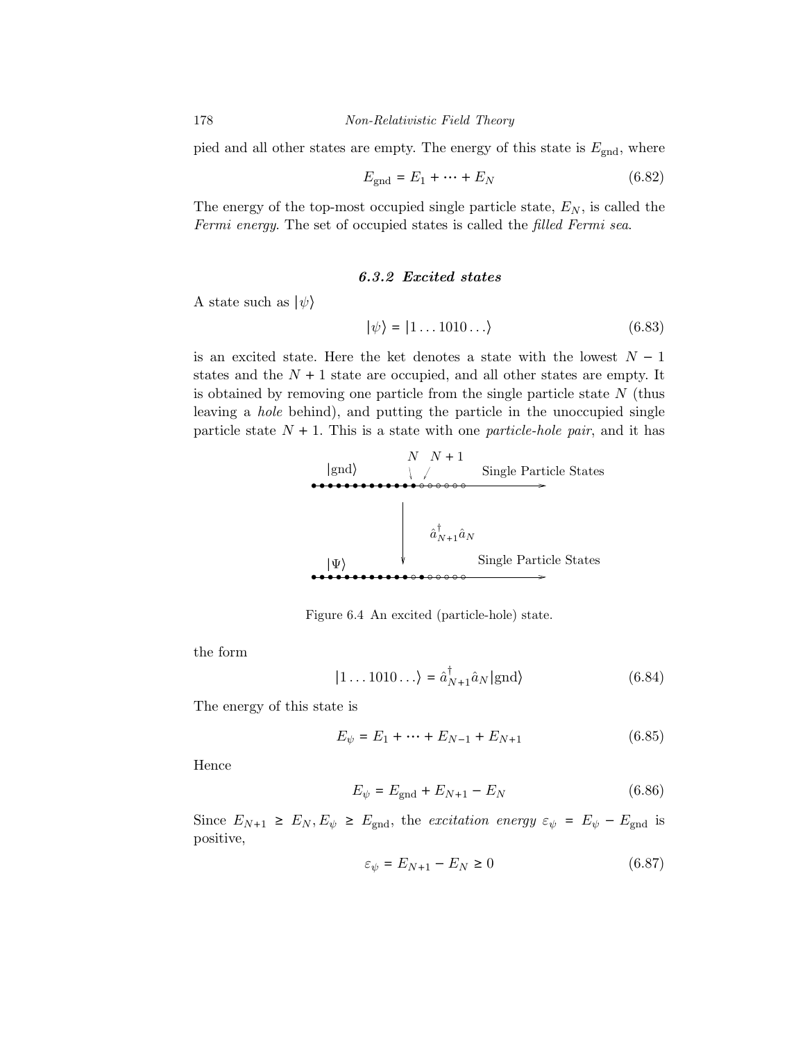pied and all other states are empty. The energy of this state is $E_{\text{gnd}}$, where

$$E_{\text{gnd}} = E_1 + \cdots + E_N \tag{6.82}$$

The energy of the top-most occupied single particle state, $E_N$, is called the *Fermi energy*. The set of occupied states is called the *filled Fermi sea*.

### 6.3.2 Excited states

A state such as $|\psi\rangle$

$$|\psi\rangle = |1 \ldots 1010 \ldots\rangle \tag{6.83}$$

is an excited state. Here the ket denotes a state with the lowest $N - 1$ states and the $N + 1$ state are occupied, and all other states are empty. It is obtained by removing one particle from the single particle state $N$ (thus leaving a *hole* behind), and putting the particle in the unoccupied single particle state $N + 1$. This is a state with one *particle-hole pair*, and it has

Figure 6.4 An excited (particle-hole) state.

the form

$$|1 \ldots 1010 \ldots\rangle = \hat{a}^{\dagger}_{N+1} \hat{a}_N |\text{gnd}\rangle \tag{6.84}$$

The energy of this state is

$$E_{\psi} = E_1 + \cdots + E_{N-1} + E_{N+1} \tag{6.85}$$

Hence

$$E_{\psi} = E_{\text{gnd}} + E_{N+1} - E_N \tag{6.86}$$

Since $E_{N+1} \geq E_N, E_{\psi} \geq E_{\text{gnd}}$, the *excitation energy* $\varepsilon_{\psi} = E_{\psi} - E_{\text{gnd}}$ is positive,

$$\varepsilon_{\psi} = E_{N+1} - E_N \geq 0 \tag{6.87}$$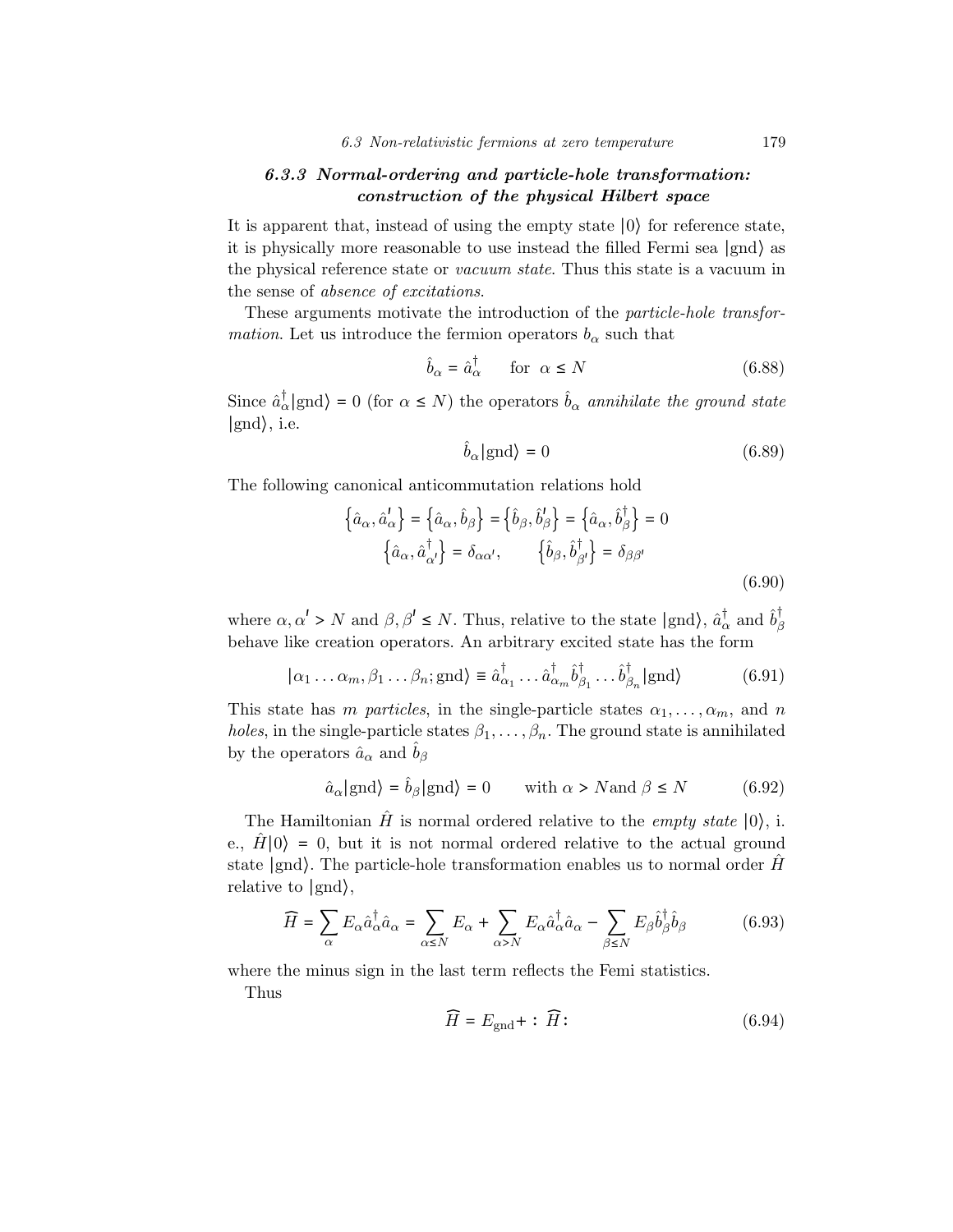### 6.3.3 Normal-ordering and particle-hole transformation: construction of the physical Hilbert space

It is apparent that, instead of using the empty state $|0\rangle$ for reference state, it is physically more reasonable to use instead the filled Fermi sea $|\text{gnd}\rangle$ as the physical reference state or *vacuum state*. Thus this state is a vacuum in the sense of *absence of excitations*.

These arguments motivate the introduction of the *particle-hole transformation*. Let us introduce the fermion operators $b_\alpha$ such that

$$\hat{b}_\alpha = \hat{a}_\alpha^\dagger \qquad \text{for } \alpha \leq N \tag{6.88}$$

Since $\hat{a}_\alpha^\dagger|\text{gnd}\rangle = 0$ (for $\alpha \leq N$) the operators $\hat{b}_\alpha$ *annihilate the ground state* $|\text{gnd}\rangle$, i.e.

$$\hat{b}_\alpha|\text{gnd}\rangle = 0 \tag{6.89}$$

The following canonical anticommutation relations hold

$$\begin{gathered}\left\{\hat{a}_\alpha, \hat{a}'_\alpha\right\} = \left\{\hat{a}_\alpha, \hat{b}_\beta\right\} = \left\{\hat{b}_\beta, \hat{b}'_\beta\right\} = \left\{\hat{a}_\alpha, \hat{b}_\beta^\dagger\right\} = 0 \\ \left\{\hat{a}_\alpha, \hat{a}_{\alpha'}^\dagger\right\} = \delta_{\alpha\alpha'}, \qquad \left\{\hat{b}_\beta, \hat{b}_{\beta'}^\dagger\right\} = \delta_{\beta\beta'}\end{gathered} \tag{6.90}$$

where $\alpha, \alpha' > N$ and $\beta, \beta' \leq N$. Thus, relative to the state $|\text{gnd}\rangle$, $\hat{a}_\alpha^\dagger$ and $\hat{b}_\beta^\dagger$ behave like creation operators. An arbitrary excited state has the form

$$|\alpha_1 \ldots \alpha_m, \beta_1 \ldots \beta_n; \text{gnd}\rangle \equiv \hat{a}_{\alpha_1}^\dagger \ldots \hat{a}_{\alpha_m}^\dagger \hat{b}_{\beta_1}^\dagger \ldots \hat{b}_{\beta_n}^\dagger |\text{gnd}\rangle \tag{6.91}$$

This state has $m$ *particles*, in the single-particle states $\alpha_1, \ldots, \alpha_m$, and $n$ *holes*, in the single-particle states $\beta_1, \ldots, \beta_n$. The ground state is annihilated by the operators $\hat{a}_\alpha$ and $\hat{b}_\beta$

$$\hat{a}_\alpha|\text{gnd}\rangle = \hat{b}_\beta|\text{gnd}\rangle = 0 \qquad \text{with } \alpha > N \text{and } \beta \leq N \tag{6.92}$$

The Hamiltonian $\hat{H}$ is normal ordered relative to the *empty state* $|0\rangle$, i. e., $\hat{H}|0\rangle = 0$, but it is not normal ordered relative to the actual ground state $|\text{gnd}\rangle$. The particle-hole transformation enables us to normal order $\hat{H}$ relative to $|\text{gnd}\rangle$,

$$\widehat{H} = \sum_\alpha E_\alpha \hat{a}_\alpha^\dagger \hat{a}_\alpha = \sum_{\alpha \leq N} E_\alpha + \sum_{\alpha > N} E_\alpha \hat{a}_\alpha^\dagger \hat{a}_\alpha - \sum_{\beta \leq N} E_\beta \hat{b}_\beta^\dagger \hat{b}_\beta \tag{6.93}$$

where the minus sign in the last term reflects the Femi statistics.

Thus

$$\widehat{H} = E_{\text{gnd}} + :\widehat{H}: \tag{6.94}$$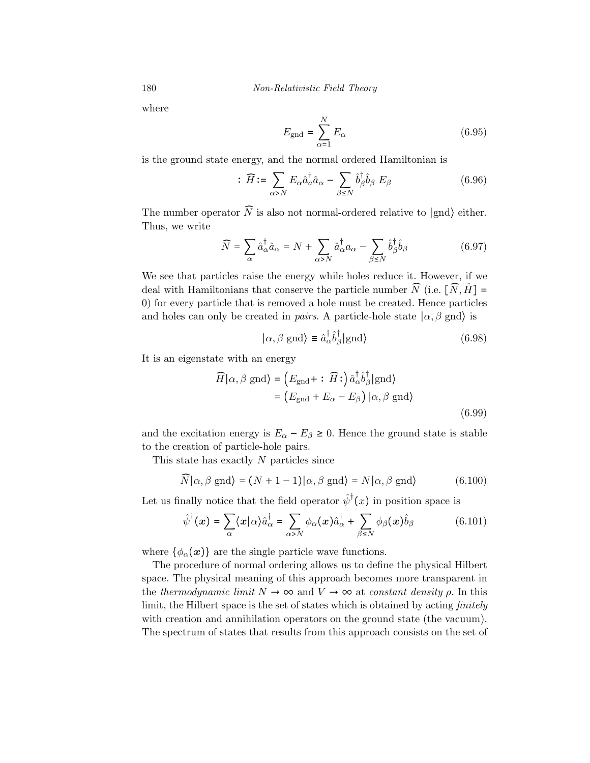where

$$E_{\text{gnd}} = \sum_{\alpha=1}^{N} E_\alpha \tag{6.95}$$

is the ground state energy, and the normal ordered Hamiltonian is

$$: \widehat{H} := \sum_{\alpha > N} E_\alpha \hat{a}_a^\dagger \hat{a}_\alpha - \sum_{\beta \leq N} \hat{b}_\beta^\dagger \hat{b}_\beta \; E_\beta \tag{6.96}$$

The number operator $\widehat{N}$ is also not normal-ordered relative to $|\text{gnd}\rangle$ either. Thus, we write

$$\widehat{N} = \sum_\alpha \hat{a}_\alpha^\dagger \hat{a}_\alpha = N + \sum_{\alpha > N} \hat{a}_\alpha^\dagger a_\alpha - \sum_{\beta \leq N} \hat{b}_\beta^\dagger \hat{b}_\beta \tag{6.97}$$

We see that particles raise the energy while holes reduce it. However, if we deal with Hamiltonians that conserve the particle number $\widehat{N}$ (i.e. $[\widehat{N}, \hat{H}] = 0$) for every particle that is removed a hole must be created. Hence particles and holes can only be created in *pairs*. A particle-hole state $|\alpha, \beta \text{ gnd}\rangle$ is

$$|\alpha, \beta \text{ gnd}\rangle \equiv \hat{a}_\alpha^\dagger \hat{b}_\beta^\dagger |\text{gnd}\rangle \tag{6.98}$$

It is an eigenstate with an energy

$$\begin{aligned}
\widehat{H}|\alpha, \beta \text{ gnd}\rangle &= \left(E_{\text{gnd}} + : \widehat{H} :\right) \hat{a}_\alpha^\dagger \hat{b}_\beta^\dagger |\text{gnd}\rangle \\
&= \left(E_{\text{gnd}} + E_\alpha - E_\beta\right) |\alpha, \beta \text{ gnd}\rangle
\end{aligned} \tag{6.99}$$

and the excitation energy is $E_\alpha - E_\beta \geq 0$. Hence the ground state is stable to the creation of particle-hole pairs.

This state has exactly $N$ particles since

$$\widehat{N}|\alpha, \beta \text{ gnd}\rangle = (N + 1 - 1)|\alpha, \beta \text{ gnd}\rangle = N|\alpha, \beta \text{ gnd}\rangle \tag{6.100}$$

Let us finally notice that the field operator $\hat{\psi}^\dagger(x)$ in position space is

$$\hat{\psi}^\dagger(\boldsymbol{x}) = \sum_\alpha \langle \boldsymbol{x}|\alpha\rangle \hat{a}_\alpha^\dagger = \sum_{\alpha > N} \phi_\alpha(\boldsymbol{x}) \hat{a}_\alpha^\dagger + \sum_{\beta \leq N} \phi_\beta(\boldsymbol{x}) \hat{b}_\beta \tag{6.101}$$

where $\{\phi_\alpha(\boldsymbol{x})\}$ are the single particle wave functions.

The procedure of normal ordering allows us to define the physical Hilbert space. The physical meaning of this approach becomes more transparent in the *thermodynamic limit* $N \to \infty$ and $V \to \infty$ at *constant density* $\rho$. In this limit, the Hilbert space is the set of states which is obtained by acting *finitely* with creation and annihilation operators on the ground state (the vacuum). The spectrum of states that results from this approach consists on the set of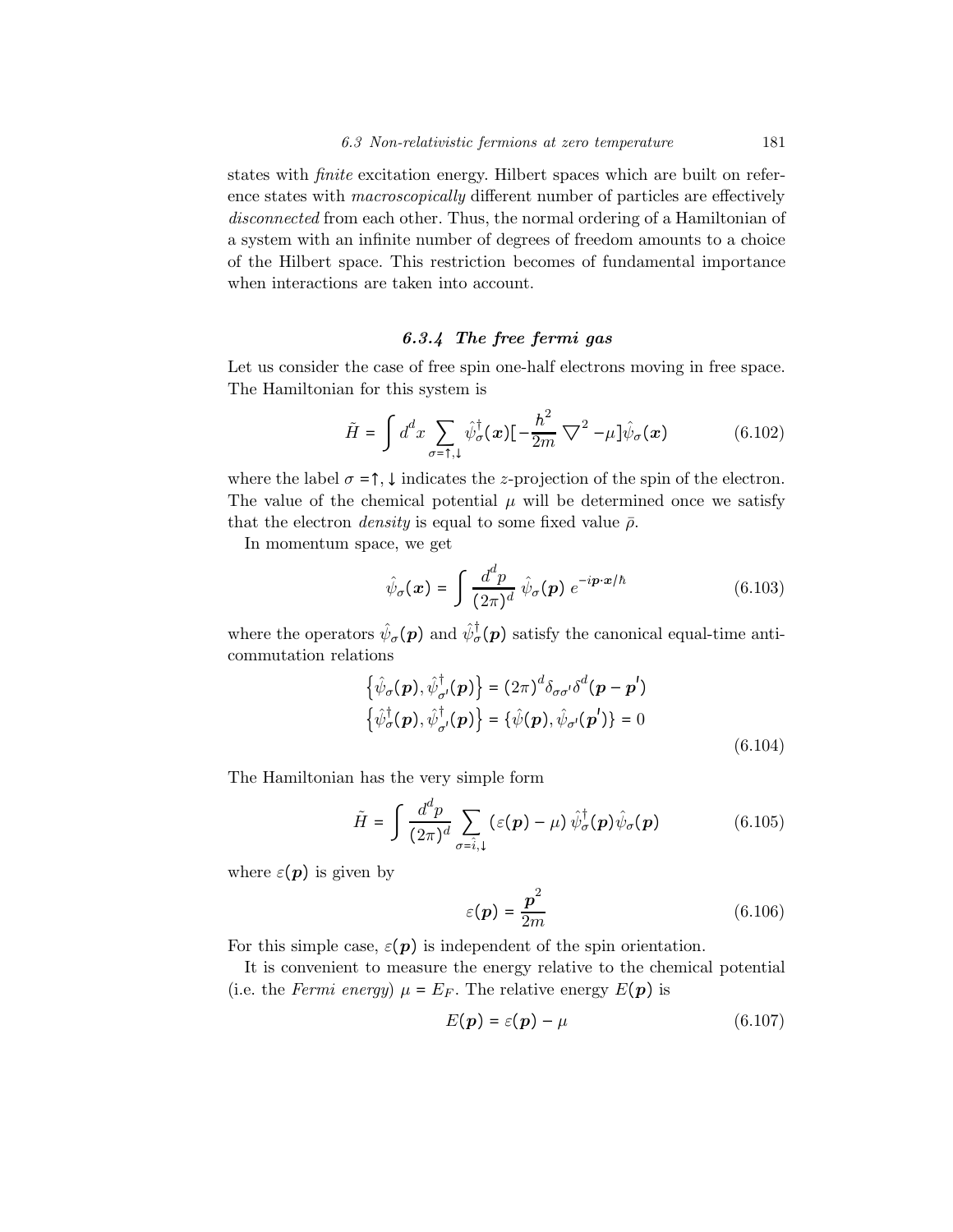states with *finite* excitation energy. Hilbert spaces which are built on reference states with *macroscopically* different number of particles are effectively *disconnected* from each other. Thus, the normal ordering of a Hamiltonian of a system with an infinite number of degrees of freedom amounts to a choice of the Hilbert space. This restriction becomes of fundamental importance when interactions are taken into account.

### *6.3.4 The free fermi gas*

Let us consider the case of free spin one-half electrons moving in free space. The Hamiltonian for this system is

$$\tilde{H} = \int d^d x \sum_{\sigma=\uparrow,\downarrow} \hat{\psi}^\dagger_\sigma(\boldsymbol{x})[-\frac{\hbar^2}{2m}\bigtriangledown^2 - \mu]\hat{\psi}_\sigma(\boldsymbol{x}) \tag{6.102}$$

where the label $\sigma = \uparrow, \downarrow$ indicates the $z$-projection of the spin of the electron. The value of the chemical potential $\mu$ will be determined once we satisfy that the electron *density* is equal to some fixed value $\bar{\rho}$.

In momentum space, we get

$$\hat{\psi}_\sigma(\boldsymbol{x}) = \int \frac{d^d p}{(2\pi)^d}\, \hat{\psi}_\sigma(\boldsymbol{p})\, e^{-i\boldsymbol{p}\cdot\boldsymbol{x}/\hbar} \tag{6.103}$$

where the operators $\hat{\psi}_\sigma(\boldsymbol{p})$ and $\hat{\psi}^\dagger_\sigma(\boldsymbol{p})$ satisfy the canonical equal-time anti-commutation relations

$$\begin{aligned}
\left\{\hat{\psi}_\sigma(\boldsymbol{p}), \hat{\psi}^\dagger_{\sigma'}(\boldsymbol{p})\right\} &= (2\pi)^d \delta_{\sigma\sigma'}\delta^d(\boldsymbol{p}-\boldsymbol{p}') \\
\left\{\hat{\psi}^\dagger_\sigma(\boldsymbol{p}), \hat{\psi}^\dagger_{\sigma'}(\boldsymbol{p})\right\} &= \{\hat{\psi}(\boldsymbol{p}), \hat{\psi}_{\sigma'}(\boldsymbol{p}')\} = 0
\end{aligned} \tag{6.104}$$

The Hamiltonian has the very simple form

$$\tilde{H} = \int \frac{d^d p}{(2\pi)^d} \sum_{\sigma=\hat{i},\downarrow} \left(\varepsilon(\boldsymbol{p}) - \mu\right) \hat{\psi}^\dagger_\sigma(\boldsymbol{p})\hat{\psi}_\sigma(\boldsymbol{p}) \tag{6.105}$$

where $\varepsilon(\boldsymbol{p})$ is given by

$$\varepsilon(\boldsymbol{p}) = \frac{\boldsymbol{p}^2}{2m} \tag{6.106}$$

For this simple case, $\varepsilon(\boldsymbol{p})$ is independent of the spin orientation.

It is convenient to measure the energy relative to the chemical potential (i.e. the *Fermi energy*) $\mu = E_F$. The relative energy $E(\boldsymbol{p})$ is

$$E(\boldsymbol{p}) = \varepsilon(\boldsymbol{p}) - \mu \tag{6.107}$$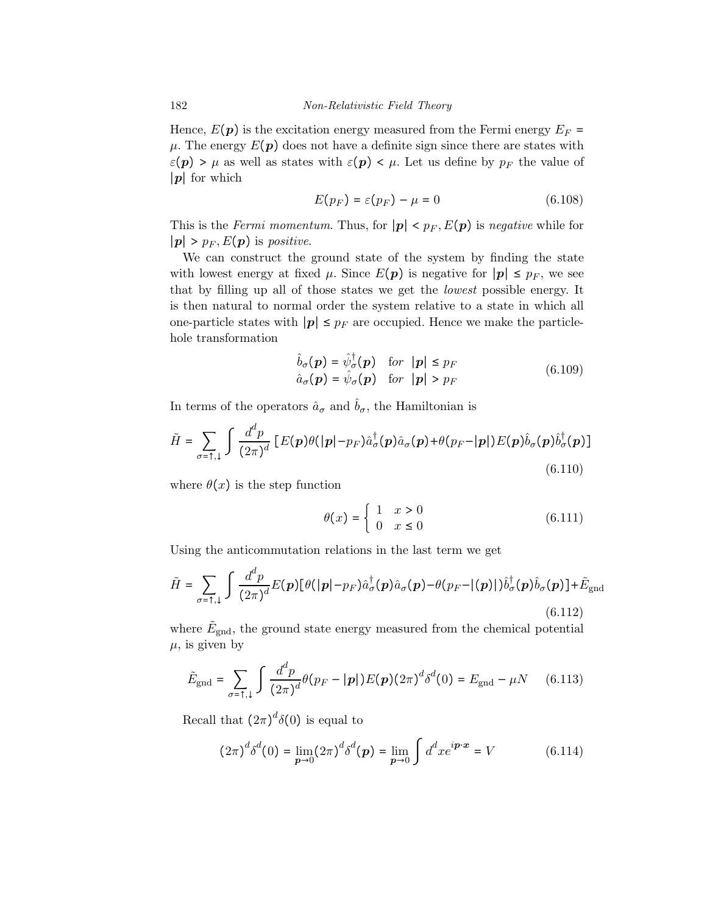Hence, $E(\boldsymbol{p})$ is the excitation energy measured from the Fermi energy $E_F = \mu$. The energy $E(\boldsymbol{p})$ does not have a definite sign since there are states with $\varepsilon(\boldsymbol{p}) > \mu$ as well as states with $\varepsilon(\boldsymbol{p}) < \mu$. Let us define by $p_F$ the value of $|\boldsymbol{p}|$ for which

$$E(p_F) = \varepsilon(p_F) - \mu = 0 \tag{6.108}$$

This is the *Fermi momentum*. Thus, for $|\boldsymbol{p}| < p_F, E(\boldsymbol{p})$ is *negative* while for $|\boldsymbol{p}| > p_F, E(\boldsymbol{p})$ is *positive*.

We can construct the ground state of the system by finding the state with lowest energy at fixed $\mu$. Since $E(\boldsymbol{p})$ is negative for $|\boldsymbol{p}| \leq p_F$, we see that by filling up all of those states we get the *lowest* possible energy. It is then natural to normal order the system relative to a state in which all one-particle states with $|\boldsymbol{p}| \leq p_F$ are occupied. Hence we make the particle-hole transformation

$$\begin{aligned} \hat{b}_\sigma(\boldsymbol{p}) &= \hat{\psi}^\dagger_\sigma(\boldsymbol{p}) \quad \text{for} \quad |\boldsymbol{p}| \leq p_F \\ \hat{a}_\sigma(\boldsymbol{p}) &= \hat{\psi}_\sigma(\boldsymbol{p}) \quad \text{for} \quad |\boldsymbol{p}| > p_F \end{aligned} \tag{6.109}$$

In terms of the operators $\hat{a}_\sigma$ and $\hat{b}_\sigma$, the Hamiltonian is

$$\tilde{H} = \sum_{\sigma=\uparrow,\downarrow} \int \frac{d^dp}{(2\pi)^d} \left[ E(\boldsymbol{p}) \theta(|\boldsymbol{p}| - p_F) \hat{a}^\dagger_\sigma(\boldsymbol{p}) \hat{a}_\sigma(\boldsymbol{p}) + \theta(p_F - |\boldsymbol{p}|) E(\boldsymbol{p}) \hat{b}_\sigma(\boldsymbol{p}) \hat{b}^\dagger_\sigma(\boldsymbol{p}) \right] \tag{6.110}$$

where $\theta(x)$ is the step function

$$\theta(x) = \begin{cases} 1 & x > 0 \\ 0 & x \leq 0 \end{cases} \tag{6.111}$$

Using the anticommutation relations in the last term we get

$$\tilde{H} = \sum_{\sigma=\uparrow,\downarrow} \int \frac{d^dp}{(2\pi)^d} E(\boldsymbol{p}) [\theta(|\boldsymbol{p}| - p_F) \hat{a}^\dagger_\sigma(\boldsymbol{p}) \hat{a}_\sigma(\boldsymbol{p}) - \theta(p_F - |(\boldsymbol{p})|) \hat{b}^\dagger_\sigma(\boldsymbol{p}) \hat{b}_\sigma(\boldsymbol{p})] + \tilde{E}_{\text{gnd}} \tag{6.112}$$

where $\tilde{E}_{\text{gnd}}$, the ground state energy measured from the chemical potential $\mu$, is given by

$$\tilde{E}_{\text{gnd}} = \sum_{\sigma=\uparrow,\downarrow} \int \frac{d^dp}{(2\pi)^d} \theta(p_F - |\boldsymbol{p}|) E(\boldsymbol{p}) (2\pi)^d \delta^d(0) = E_{\text{gnd}} - \mu N \tag{6.113}$$

Recall that $(2\pi)^d \delta(0)$ is equal to

$$(2\pi)^d \delta^d(0) = \lim_{\boldsymbol{p} \to 0} (2\pi)^d \delta^d(\boldsymbol{p}) = \lim_{\boldsymbol{p} \to 0} \int d^dx e^{i\boldsymbol{p}\cdot\boldsymbol{x}} = V \tag{6.114}$$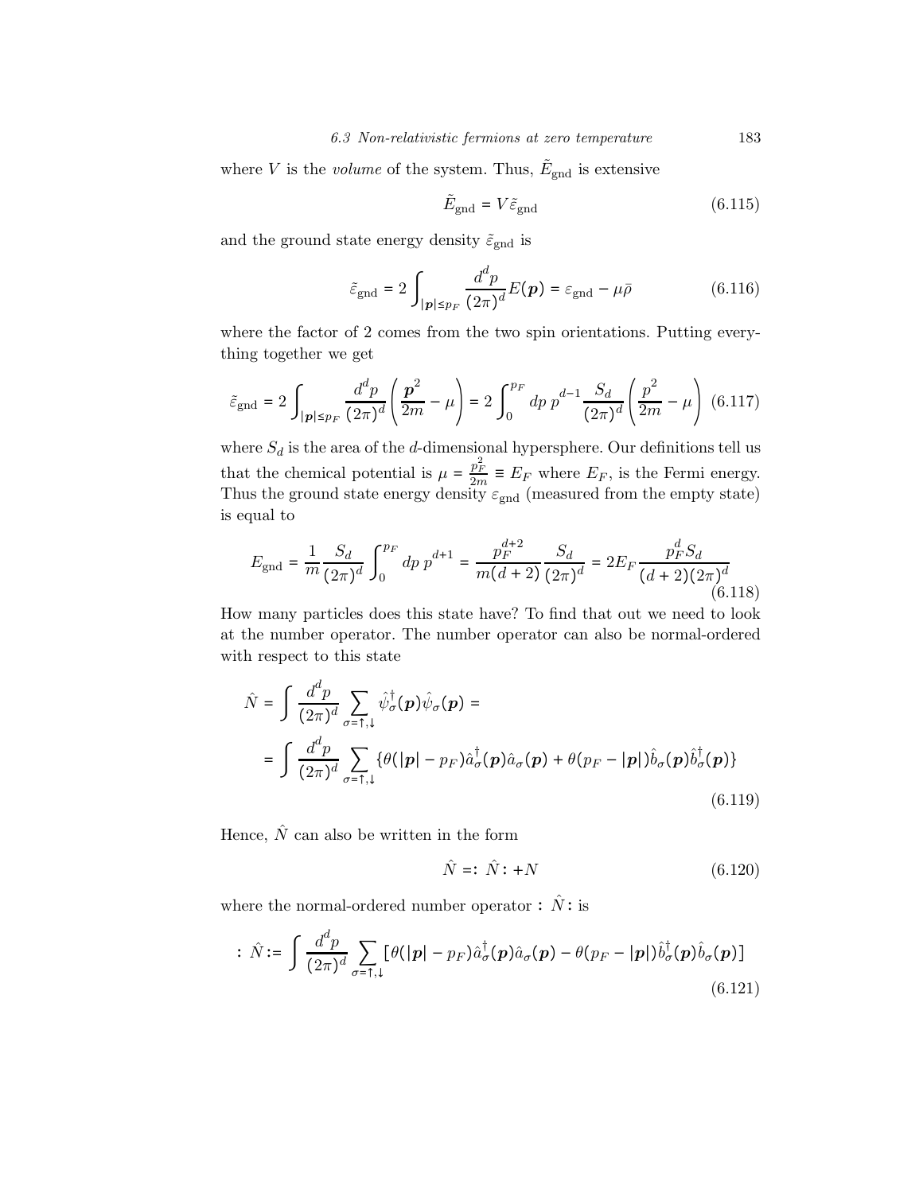where $V$ is the *volume* of the system. Thus, $\tilde{E}_{\text{gnd}}$ is extensive

$$\tilde{E}_{\text{gnd}} = V\tilde{\varepsilon}_{\text{gnd}} \tag{6.115}$$

and the ground state energy density $\tilde{\varepsilon}_{\text{gnd}}$ is

$$\tilde{\varepsilon}_{\text{gnd}} = 2\int_{|\boldsymbol{p}|\leq p_F} \frac{d^d p}{(2\pi)^d} E(\boldsymbol{p}) = \varepsilon_{\text{gnd}} - \mu\bar{\rho} \tag{6.116}$$

where the factor of 2 comes from the two spin orientations. Putting everything together we get

$$\tilde{\varepsilon}_{\text{gnd}} = 2\int_{|\boldsymbol{p}|\leq p_F} \frac{d^d p}{(2\pi)^d}\left(\frac{\boldsymbol{p}^2}{2m} - \mu\right) = 2\int_0^{p_F} dp\; p^{d-1}\frac{S_d}{(2\pi)^d}\left(\frac{p^2}{2m} - \mu\right) \tag{6.117}$$

where $S_d$ is the area of the $d$-dimensional hypersphere. Our definitions tell us that the chemical potential is $\mu = \frac{p_F^2}{2m} \equiv E_F$ where $E_F$, is the Fermi energy. Thus the ground state energy density $\varepsilon_{\text{gnd}}$ (measured from the empty state) is equal to

$$E_{\text{gnd}} = \frac{1}{m}\frac{S_d}{(2\pi)^d}\int_0^{p_F} dp\; p^{d+1} = \frac{p_F^{d+2}}{m(d+2)}\frac{S_d}{(2\pi)^d} = 2E_F\frac{p_F^d S_d}{(d+2)(2\pi)^d} \tag{6.118}$$

How many particles does this state have? To find that out we need to look at the number operator. The number operator can also be normal-ordered with respect to this state

$$\begin{aligned}
\hat{N} &= \int \frac{d^d p}{(2\pi)^d}\sum_{\sigma=\uparrow,\downarrow}\hat{\psi}_\sigma^\dagger(\boldsymbol{p})\hat{\psi}_\sigma(\boldsymbol{p}) = \\
&= \int \frac{d^d p}{(2\pi)^d}\sum_{\sigma=\uparrow,\downarrow}\{\theta(|\boldsymbol{p}| - p_F)\hat{a}_\sigma^\dagger(\boldsymbol{p})\hat{a}_\sigma(\boldsymbol{p}) + \theta(p_F - |\boldsymbol{p}|)\hat{b}_\sigma(\boldsymbol{p})\hat{b}_\sigma^\dagger(\boldsymbol{p})\}
\end{aligned} \tag{6.119}$$

Hence, $\hat{N}$ can also be written in the form

$$\hat{N} =\; :\hat{N}: + N \tag{6.120}$$

where the normal-ordered number operator $:\hat{N}:$ is

$$:\hat{N}: = \int \frac{d^d p}{(2\pi)^d}\sum_{\sigma=\uparrow,\downarrow}[\theta(|\boldsymbol{p}| - p_F)\hat{a}_\sigma^\dagger(\boldsymbol{p})\hat{a}_\sigma(\boldsymbol{p}) - \theta(p_F - |\boldsymbol{p}|)\hat{b}_\sigma^\dagger(\boldsymbol{p})\hat{b}_\sigma(\boldsymbol{p})] \tag{6.121}$$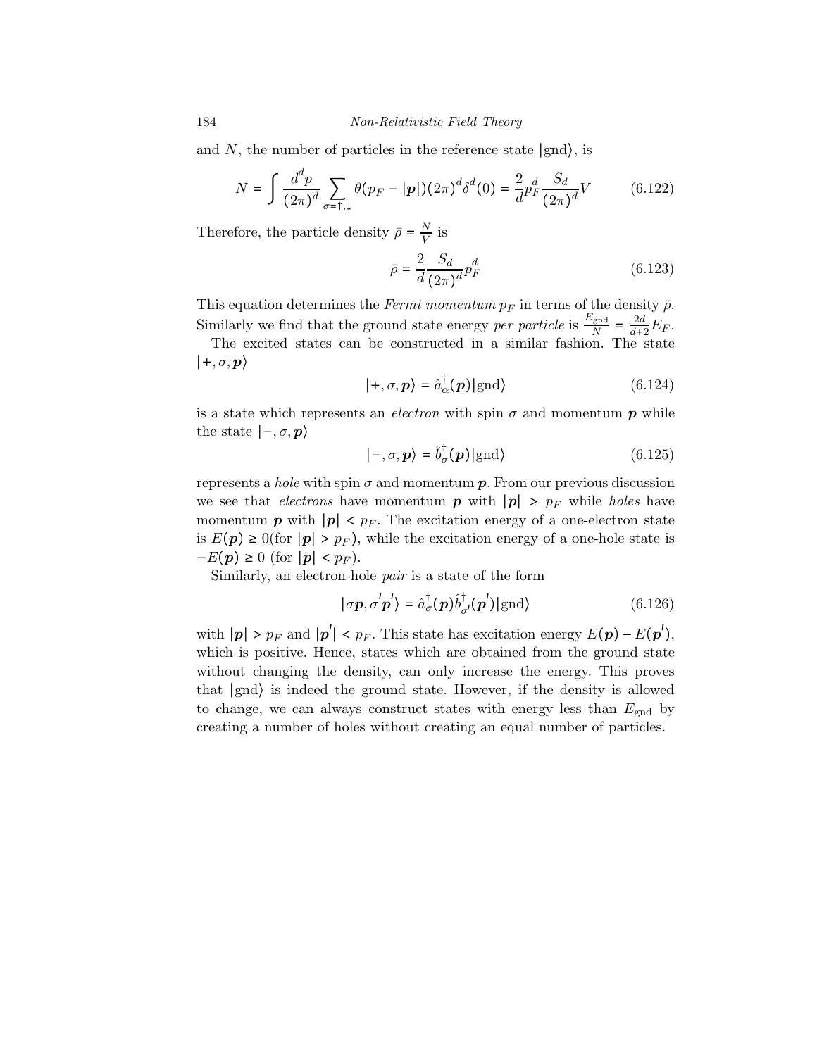and $N$, the number of particles in the reference state $|\text{gnd}\rangle$, is

$$N = \int \frac{d^d p}{(2\pi)^d} \sum_{\sigma=\uparrow,\downarrow} \theta(p_F - |\boldsymbol{p}|)(2\pi)^d \delta^d(0) = \frac{2}{d} p_F^d \frac{S_d}{(2\pi)^d} V \tag{6.122}$$

Therefore, the particle density $\bar{\rho} = \frac{N}{V}$ is

$$\bar{\rho} = \frac{2}{d} \frac{S_d}{(2\pi)^d} p_F^d \tag{6.123}$$

This equation determines the *Fermi momentum* $p_F$ in terms of the density $\bar{\rho}$. Similarly we find that the ground state energy *per particle* is $\frac{E_{\text{gnd}}}{N} = \frac{2d}{d+2} E_F$.

The excited states can be constructed in a similar fashion. The state $|+, \sigma, \boldsymbol{p}\rangle$

$$|+, \sigma, \boldsymbol{p}\rangle = \hat{a}_\alpha^\dagger(\boldsymbol{p})|\text{gnd}\rangle \tag{6.124}$$

is a state which represents an *electron* with spin $\sigma$ and momentum $\boldsymbol{p}$ while the state $|-, \sigma, \boldsymbol{p}\rangle$

$$|-, \sigma, \boldsymbol{p}\rangle = \hat{b}_\sigma^\dagger(\boldsymbol{p})|\text{gnd}\rangle \tag{6.125}$$

represents a *hole* with spin $\sigma$ and momentum $\boldsymbol{p}$. From our previous discussion we see that *electrons* have momentum $\boldsymbol{p}$ with $|\boldsymbol{p}| > p_F$ while *holes* have momentum $\boldsymbol{p}$ with $|\boldsymbol{p}| < p_F$. The excitation energy of a one-electron state is $E(\boldsymbol{p}) \geq 0$(for $|\boldsymbol{p}| > p_F$), while the excitation energy of a one-hole state is $-E(\boldsymbol{p}) \geq 0$ (for $|\boldsymbol{p}| < p_F$).

Similarly, an electron-hole *pair* is a state of the form

$$|\sigma\boldsymbol{p}, \sigma'\boldsymbol{p}'\rangle = \hat{a}_\sigma^\dagger(\boldsymbol{p})\hat{b}_{\sigma'}^\dagger(\boldsymbol{p}')|\text{gnd}\rangle \tag{6.126}$$

with $|\boldsymbol{p}| > p_F$ and $|\boldsymbol{p}'| < p_F$. This state has excitation energy $E(\boldsymbol{p}) - E(\boldsymbol{p}')$, which is positive. Hence, states which are obtained from the ground state without changing the density, can only increase the energy. This proves that $|\text{gnd}\rangle$ is indeed the ground state. However, if the density is allowed to change, we can always construct states with energy less than $E_{\text{gnd}}$ by creating a number of holes without creating an equal number of particles.